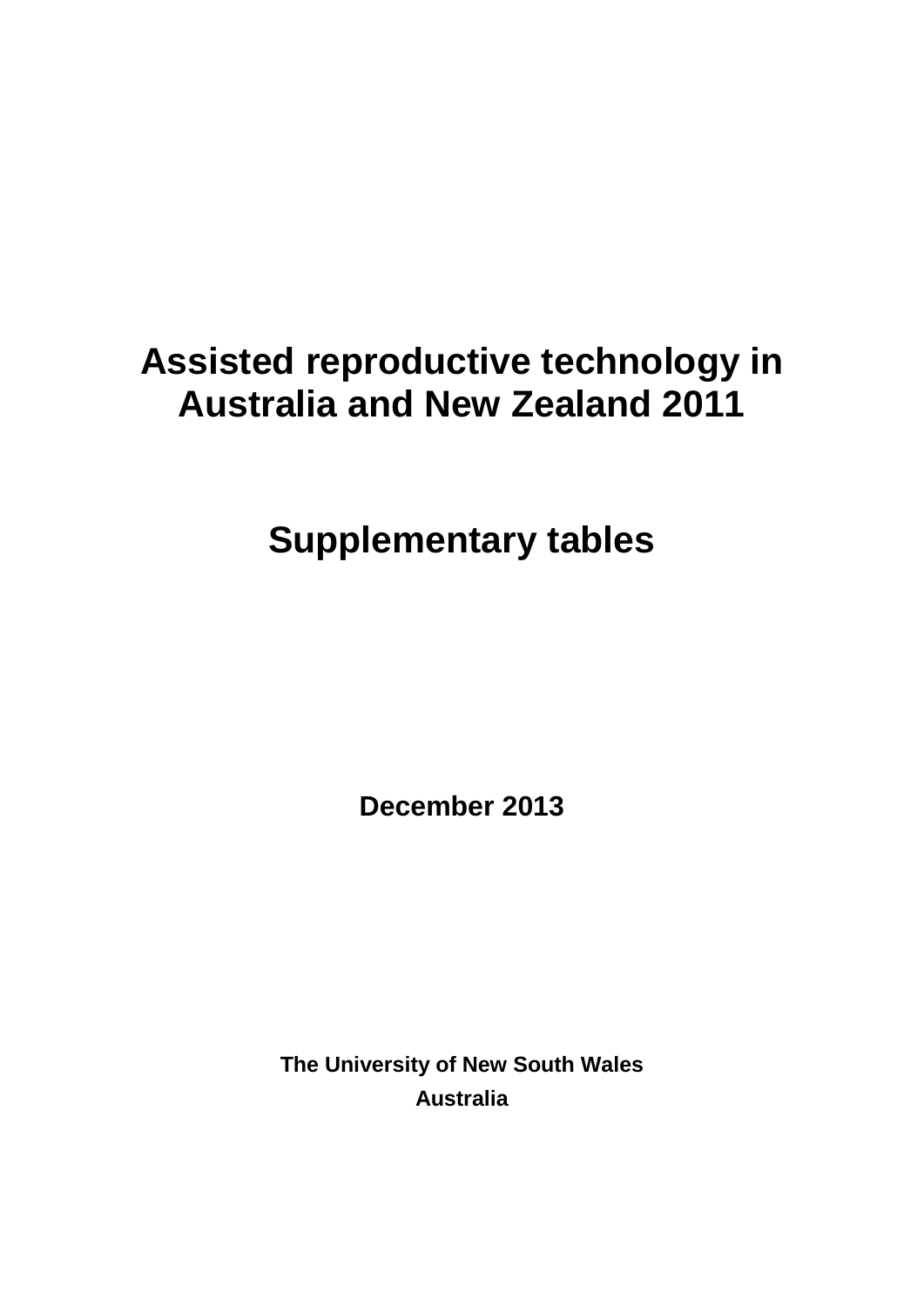# Assisted reproductive technology in Australia and New Zealand 2011

## Supplementary tables

**December 2013**

**The University of New South Wales**

**Australia**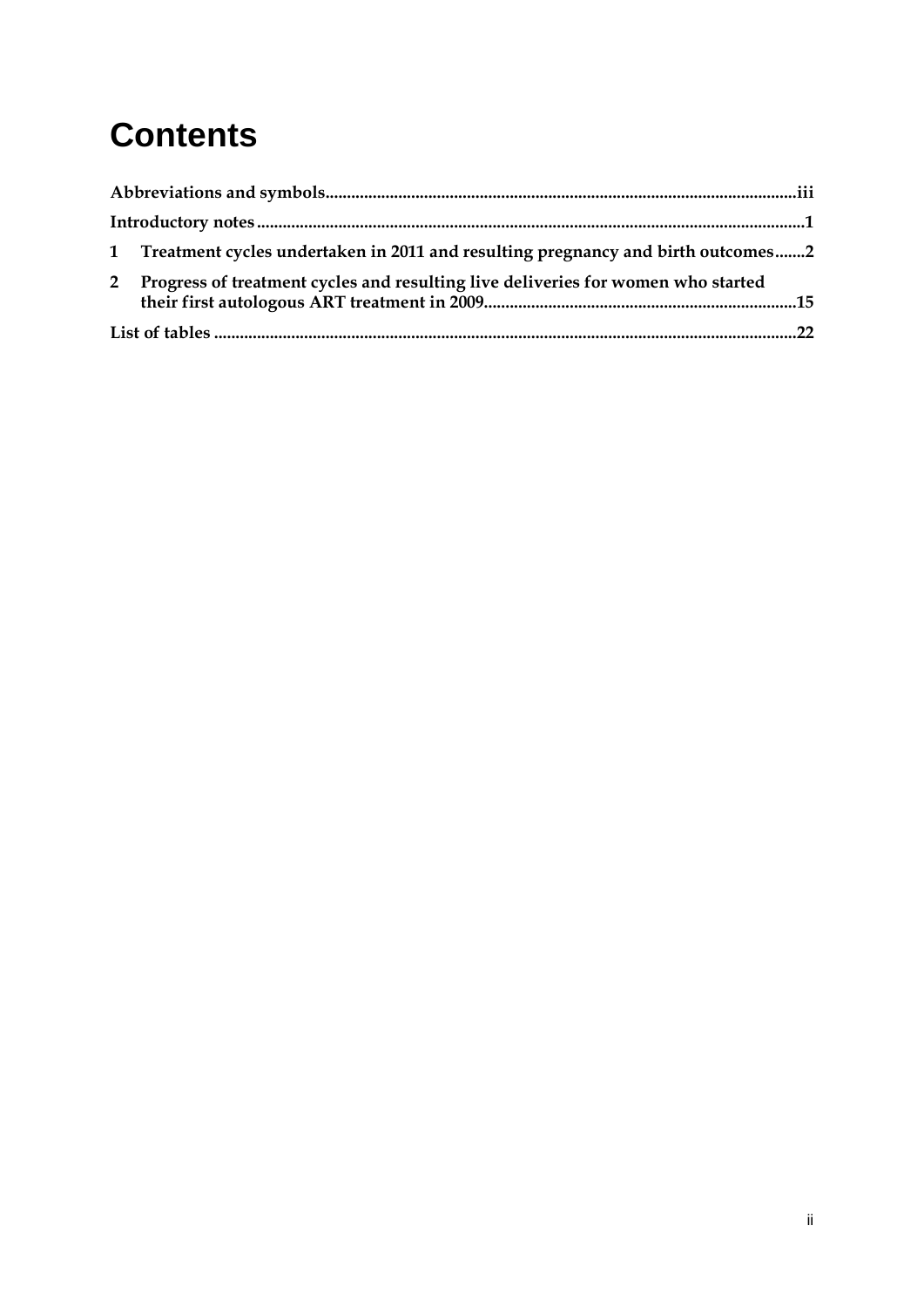# Contents

**Abbreviations and symbols**......iii

**Introductory notes**......1

**1 Treatment cycles undertaken in 2011 and resulting pregnancy and birth outcomes**......2

**2 Progress of treatment cycles and resulting live deliveries for women who started their first autologous ART treatment in 2009**......15

**List of tables**......22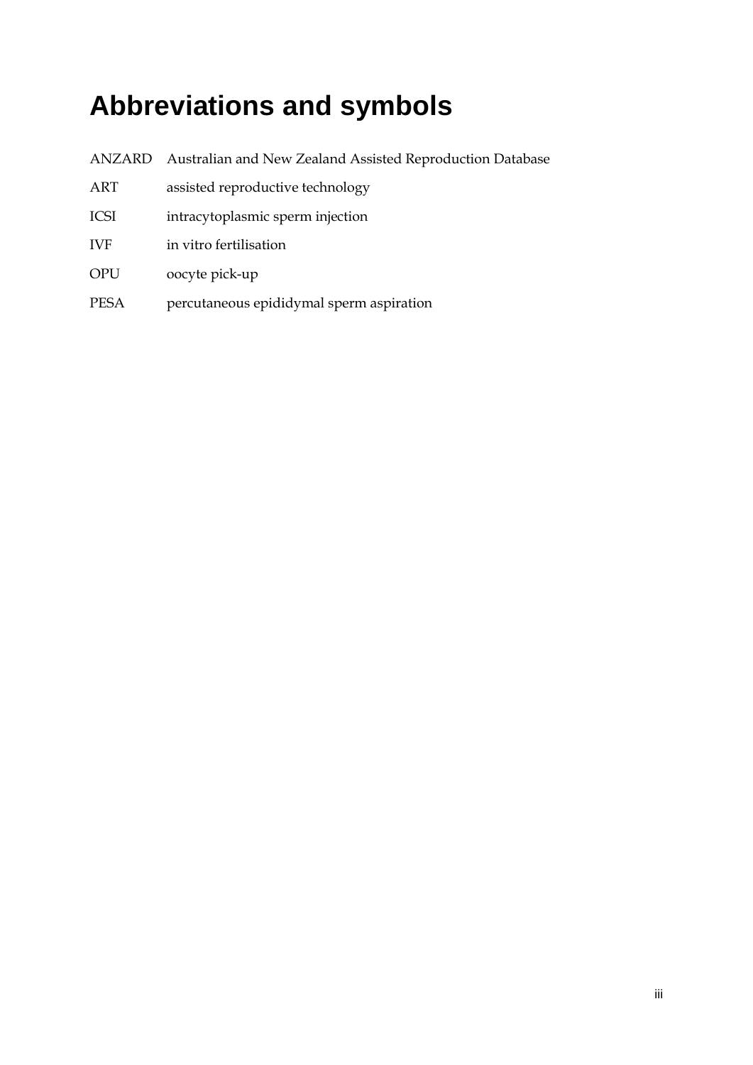# Abbreviations and symbols

| | |
|---|---|
| ANZARD | Australian and New Zealand Assisted Reproduction Database |
| ART | assisted reproductive technology |
| ICSI | intracytoplasmic sperm injection |
| IVF | in vitro fertilisation |
| OPU | oocyte pick-up |
| PESA | percutaneous epididymal sperm aspiration |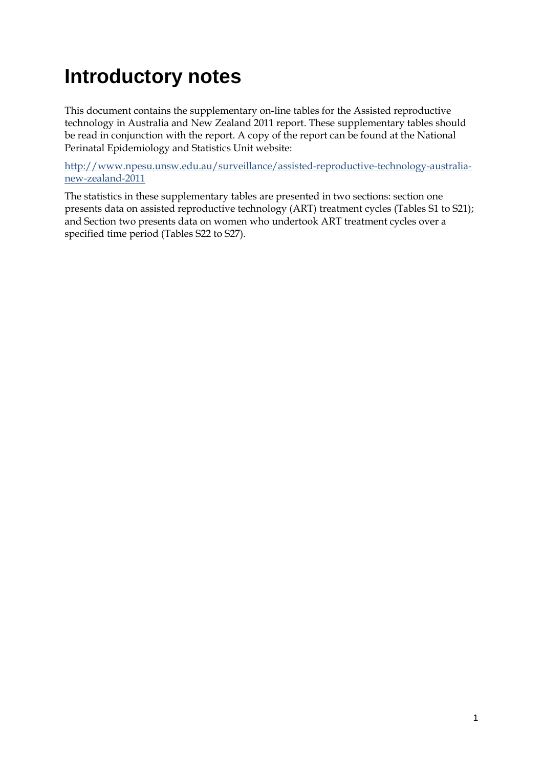# Introductory notes

This document contains the supplementary on-line tables for the Assisted reproductive technology in Australia and New Zealand 2011 report. These supplementary tables should be read in conjunction with the report. A copy of the report can be found at the National Perinatal Epidemiology and Statistics Unit website:

[http://www.npesu.unsw.edu.au/surveillance/assisted-reproductive-technology-australia-new-zealand-2011](http://www.npesu.unsw.edu.au/surveillance/assisted-reproductive-technology-australia-new-zealand-2011)

The statistics in these supplementary tables are presented in two sections: section one presents data on assisted reproductive technology (ART) treatment cycles (Tables S1 to S21); and Section two presents data on women who undertook ART treatment cycles over a specified time period (Tables S22 to S27).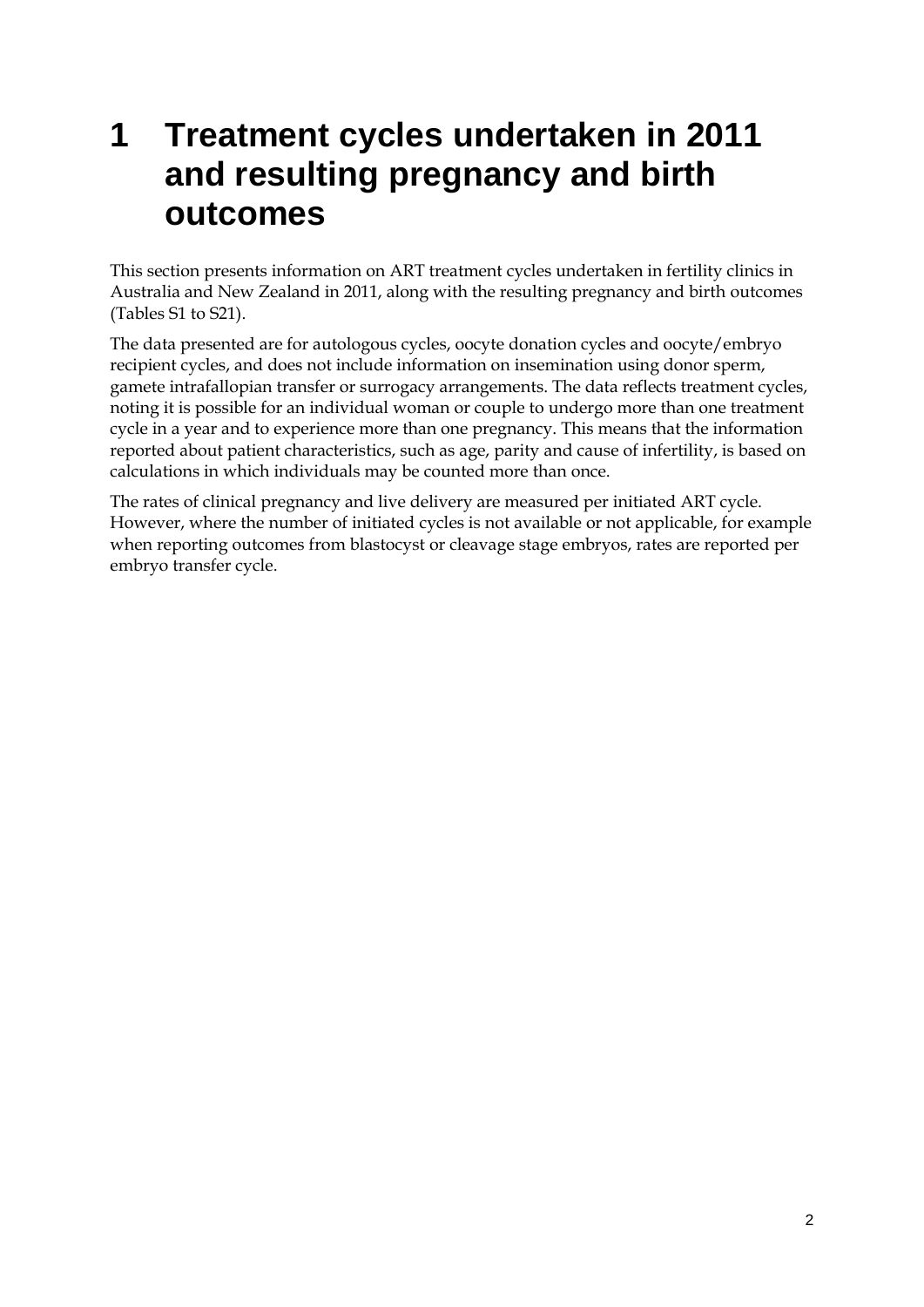# 1 Treatment cycles undertaken in 2011 and resulting pregnancy and birth outcomes

This section presents information on ART treatment cycles undertaken in fertility clinics in Australia and New Zealand in 2011, along with the resulting pregnancy and birth outcomes (Tables S1 to S21).

The data presented are for autologous cycles, oocyte donation cycles and oocyte/embryo recipient cycles, and does not include information on insemination using donor sperm, gamete intrafallopian transfer or surrogacy arrangements. The data reflects treatment cycles, noting it is possible for an individual woman or couple to undergo more than one treatment cycle in a year and to experience more than one pregnancy. This means that the information reported about patient characteristics, such as age, parity and cause of infertility, is based on calculations in which individuals may be counted more than once.

The rates of clinical pregnancy and live delivery are measured per initiated ART cycle. However, where the number of initiated cycles is not available or not applicable, for example when reporting outcomes from blastocyst or cleavage stage embryos, rates are reported per embryo transfer cycle.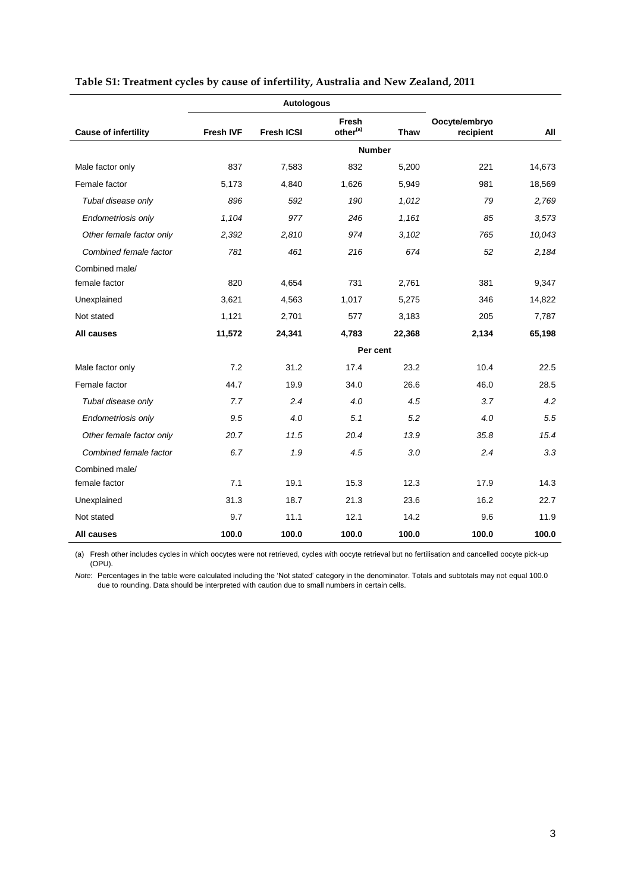**Table S1: Treatment cycles by cause of infertility, Australia and New Zealand, 2011**

| | Autologous | | | | | |
|---|---|---|---|---|---|---|
| **Cause of infertility** | **Fresh IVF** | **Fresh ICSI** | **Fresh other[(a)]** | **Thaw** | **Oocyte/embryo recipient** | **All** |
| | | | **Number** | | | |
| Male factor only | 837 | 7,583 | 832 | 5,200 | 221 | 14,673 |
| Female factor | 5,173 | 4,840 | 1,626 | 5,949 | 981 | 18,569 |
| *Tubal disease only* | *896* | *592* | *190* | *1,012* | *79* | *2,769* |
| *Endometriosis only* | *1,104* | *977* | *246* | *1,161* | *85* | *3,573* |
| *Other female factor only* | *2,392* | *2,810* | *974* | *3,102* | *765* | *10,043* |
| *Combined female factor* | *781* | *461* | *216* | *674* | *52* | *2,184* |
| Combined male/ female factor | 820 | 4,654 | 731 | 2,761 | 381 | 9,347 |
| Unexplained | 3,621 | 4,563 | 1,017 | 5,275 | 346 | 14,822 |
| Not stated | 1,121 | 2,701 | 577 | 3,183 | 205 | 7,787 |
| **All causes** | **11,572** | **24,341** | **4,783** | **22,368** | **2,134** | **65,198** |
| | | | **Per cent** | | | |
| Male factor only | 7.2 | 31.2 | 17.4 | 23.2 | 10.4 | 22.5 |
| Female factor | 44.7 | 19.9 | 34.0 | 26.6 | 46.0 | 28.5 |
| *Tubal disease only* | *7.7* | *2.4* | *4.0* | *4.5* | *3.7* | *4.2* |
| *Endometriosis only* | *9.5* | *4.0* | *5.1* | *5.2* | *4.0* | *5.5* |
| *Other female factor only* | *20.7* | *11.5* | *20.4* | *13.9* | *35.8* | *15.4* |
| *Combined female factor* | *6.7* | *1.9* | *4.5* | *3.0* | *2.4* | *3.3* |
| Combined male/ female factor | 7.1 | 19.1 | 15.3 | 12.3 | 17.9 | 14.3 |
| Unexplained | 31.3 | 18.7 | 21.3 | 23.6 | 16.2 | 22.7 |
| Not stated | 9.7 | 11.1 | 12.1 | 14.2 | 9.6 | 11.9 |
| **All causes** | **100.0** | **100.0** | **100.0** | **100.0** | **100.0** | **100.0** |

(a) Fresh other includes cycles in which oocytes were not retrieved, cycles with oocyte retrieval but no fertilisation and cancelled oocyte pick-up (OPU).

*Note*: Percentages in the table were calculated including the 'Not stated' category in the denominator. Totals and subtotals may not equal 100.0 due to rounding. Data should be interpreted with caution due to small numbers in certain cells.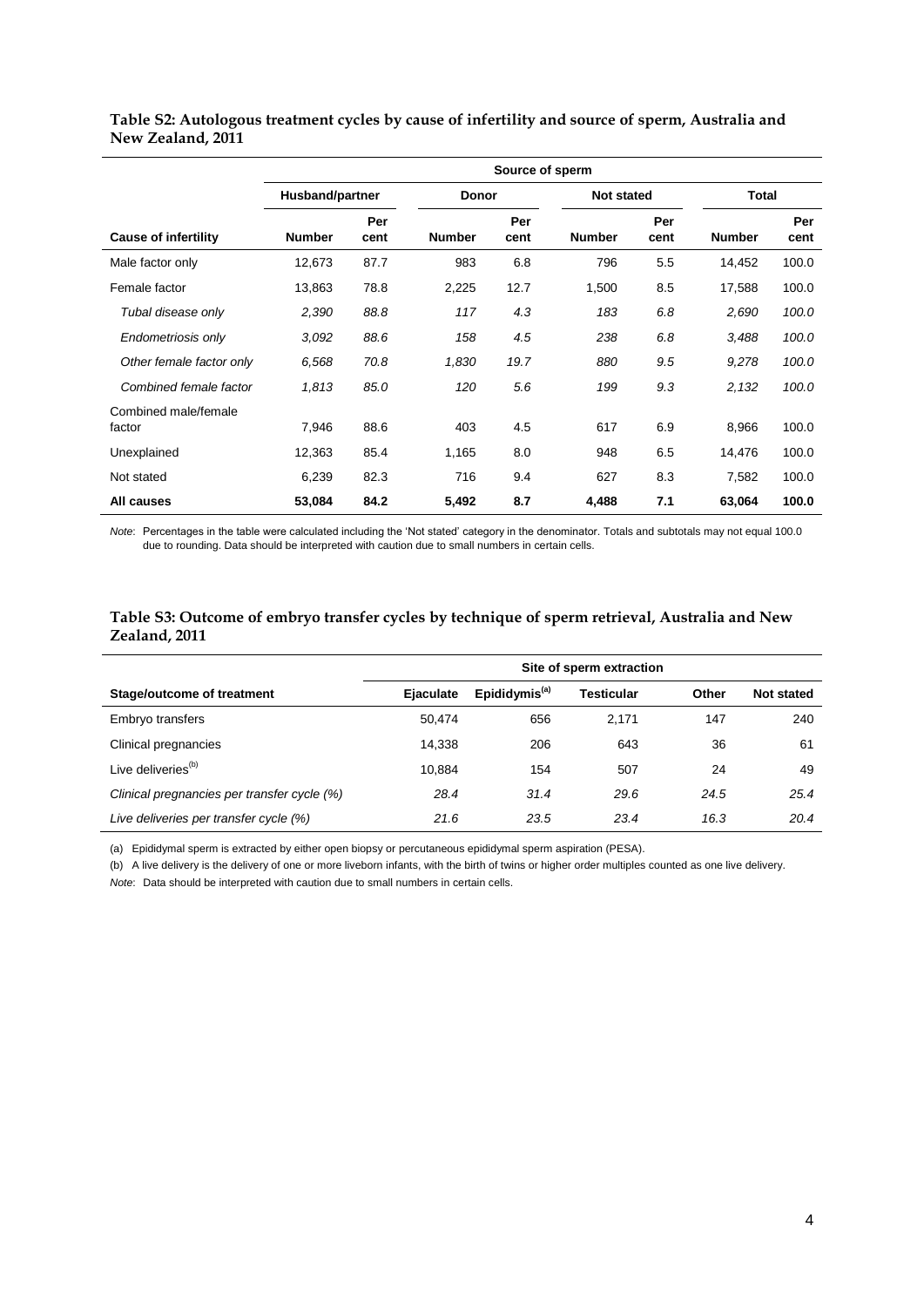**Table S2: Autologous treatment cycles by cause of infertility and source of sperm, Australia and New Zealand, 2011**

| | Source of sperm | | | | | | | |
|---|---|---|---|---|---|---|---|---|
| | Husband/partner | | Donor | | Not stated | | Total | |
| **Cause of infertility** | **Number** | **Per cent** | **Number** | **Per cent** | **Number** | **Per cent** | **Number** | **Per cent** |
| Male factor only | 12,673 | 87.7 | 983 | 6.8 | 796 | 5.5 | 14,452 | 100.0 |
| Female factor | 13,863 | 78.8 | 2,225 | 12.7 | 1,500 | 8.5 | 17,588 | 100.0 |
| *Tubal disease only* | *2,390* | *88.8* | *117* | *4.3* | *183* | *6.8* | *2,690* | *100.0* |
| *Endometriosis only* | *3,092* | *88.6* | *158* | *4.5* | *238* | *6.8* | *3,488* | *100.0* |
| *Other female factor only* | *6,568* | *70.8* | *1,830* | *19.7* | *880* | *9.5* | *9,278* | *100.0* |
| *Combined female factor* | *1,813* | *85.0* | *120* | *5.6* | *199* | *9.3* | *2,132* | *100.0* |
| Combined male/female factor | 7,946 | 88.6 | 403 | 4.5 | 617 | 6.9 | 8,966 | 100.0 |
| Unexplained | 12,363 | 85.4 | 1,165 | 8.0 | 948 | 6.5 | 14,476 | 100.0 |
| Not stated | 6,239 | 82.3 | 716 | 9.4 | 627 | 8.3 | 7,582 | 100.0 |
| **All causes** | **53,084** | **84.2** | **5,492** | **8.7** | **4,488** | **7.1** | **63,064** | **100.0** |

*Note*: Percentages in the table were calculated including the 'Not stated' category in the denominator. Totals and subtotals may not equal 100.0 due to rounding. Data should be interpreted with caution due to small numbers in certain cells.

**Table S3: Outcome of embryo transfer cycles by technique of sperm retrieval, Australia and New Zealand, 2011**

| | Site of sperm extraction | | | | |
|---|---|---|---|---|---|
| **Stage/outcome of treatment** | **Ejaculate** | **Epididymis[(a)]** | **Testicular** | **Other** | **Not stated** |
| Embryo transfers | 50,474 | 656 | 2,171 | 147 | 240 |
| Clinical pregnancies | 14,338 | 206 | 643 | 36 | 61 |
| Live deliveries[(b)] | 10,884 | 154 | 507 | 24 | 49 |
| *Clinical pregnancies per transfer cycle (%)* | *28.4* | *31.4* | *29.6* | *24.5* | *25.4* |
| *Live deliveries per transfer cycle (%)* | *21.6* | *23.5* | *23.4* | *16.3* | *20.4* |

(a) Epididymal sperm is extracted by either open biopsy or percutaneous epididymal sperm aspiration (PESA).

(b) A live delivery is the delivery of one or more liveborn infants, with the birth of twins or higher order multiples counted as one live delivery.

*Note*: Data should be interpreted with caution due to small numbers in certain cells.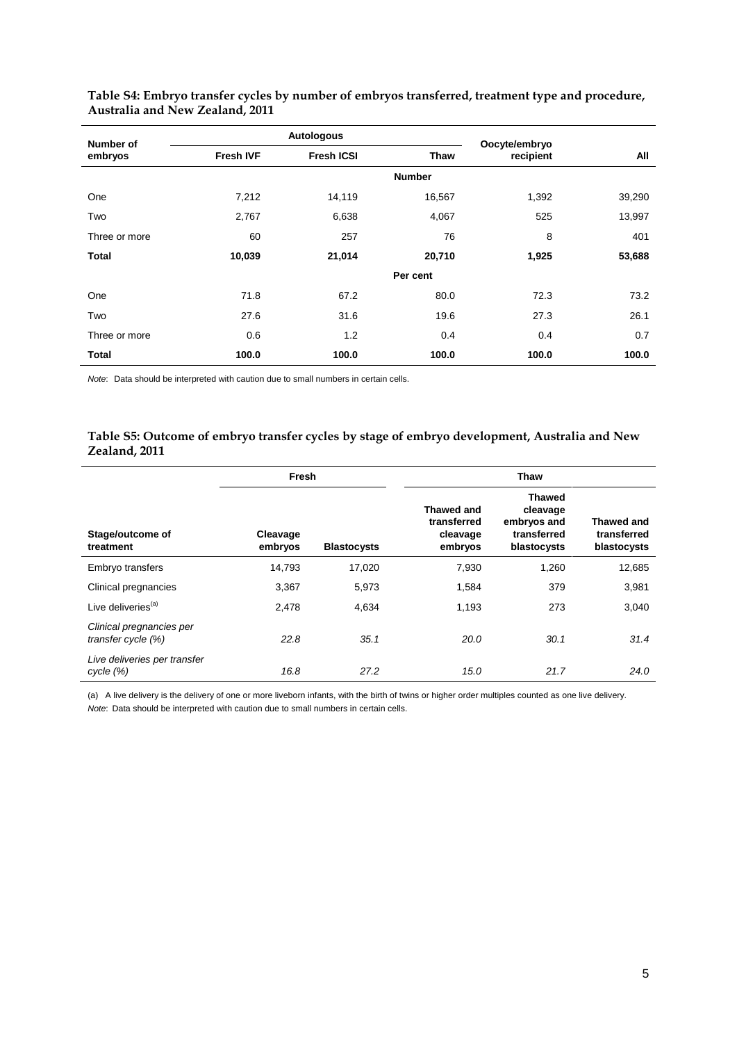**Table S4: Embryo transfer cycles by number of embryos transferred, treatment type and procedure, Australia and New Zealand, 2011**

| Number of embryos | Autologous | | | Oocyte/embryo recipient | All |
|---|---|---|---|---|---|
| | Fresh IVF | Fresh ICSI | Thaw | | |
| | | | **Number** | | |
| One | 7,212 | 14,119 | 16,567 | 1,392 | 39,290 |
| Two | 2,767 | 6,638 | 4,067 | 525 | 13,997 |
| Three or more | 60 | 257 | 76 | 8 | 401 |
| **Total** | **10,039** | **21,014** | **20,710** | **1,925** | **53,688** |
| | | | **Per cent** | | |
| One | 71.8 | 67.2 | 80.0 | 72.3 | 73.2 |
| Two | 27.6 | 31.6 | 19.6 | 27.3 | 26.1 |
| Three or more | 0.6 | 1.2 | 0.4 | 0.4 | 0.7 |
| **Total** | **100.0** | **100.0** | **100.0** | **100.0** | **100.0** |

*Note*: Data should be interpreted with caution due to small numbers in certain cells.

**Table S5: Outcome of embryo transfer cycles by stage of embryo development, Australia and New Zealand, 2011**

| Stage/outcome of treatment | Fresh | | Thaw | | |
|---|---|---|---|---|---|
| | Cleavage embryos | Blastocysts | Thawed and transferred cleavage embryos | Thawed cleavage embryos and transferred blastocysts | Thawed and transferred blastocysts |
| Embryo transfers | 14,793 | 17,020 | 7,930 | 1,260 | 12,685 |
| Clinical pregnancies | 3,367 | 5,973 | 1,584 | 379 | 3,981 |
| Live deliveries[(a)] | 2,478 | 4,634 | 1,193 | 273 | 3,040 |
| *Clinical pregnancies per transfer cycle (%)* | *22.8* | *35.1* | *20.0* | *30.1* | *31.4* |
| *Live deliveries per transfer cycle (%)* | *16.8* | *27.2* | *15.0* | *21.7* | *24.0* |

(a) A live delivery is the delivery of one or more liveborn infants, with the birth of twins or higher order multiples counted as one live delivery.

*Note*: Data should be interpreted with caution due to small numbers in certain cells.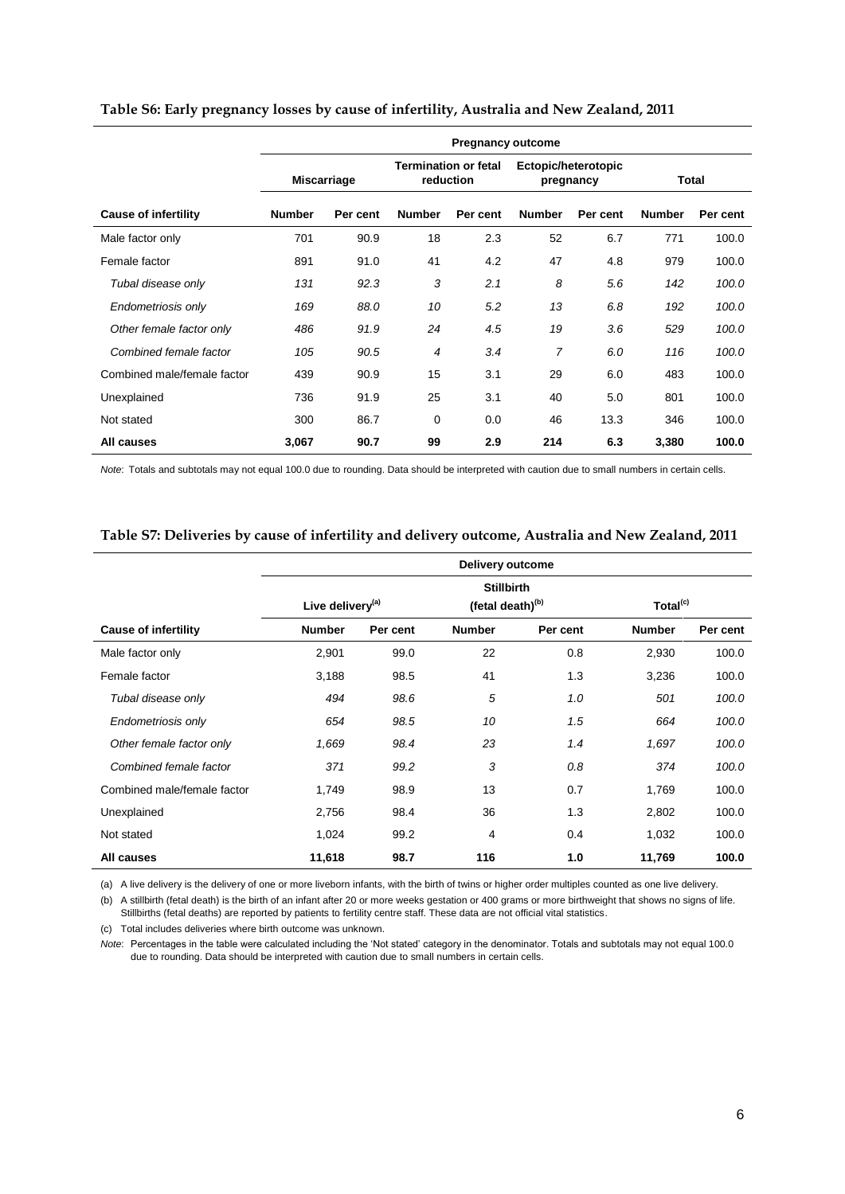**Table S6: Early pregnancy losses by cause of infertility, Australia and New Zealand, 2011**

| | Pregnancy outcome | | | | | | | |
|---|---|---|---|---|---|---|---|---|
| | Miscarriage | | Termination or fetal reduction | | Ectopic/heterotopic pregnancy | | Total | |
| **Cause of infertility** | **Number** | **Per cent** | **Number** | **Per cent** | **Number** | **Per cent** | **Number** | **Per cent** |
| Male factor only | 701 | 90.9 | 18 | 2.3 | 52 | 6.7 | 771 | 100.0 |
| Female factor | 891 | 91.0 | 41 | 4.2 | 47 | 4.8 | 979 | 100.0 |
| *Tubal disease only* | *131* | *92.3* | *3* | *2.1* | *8* | *5.6* | *142* | *100.0* |
| *Endometriosis only* | *169* | *88.0* | *10* | *5.2* | *13* | *6.8* | *192* | *100.0* |
| *Other female factor only* | *486* | *91.9* | *24* | *4.5* | *19* | *3.6* | *529* | *100.0* |
| *Combined female factor* | *105* | *90.5* | *4* | *3.4* | *7* | *6.0* | *116* | *100.0* |
| Combined male/female factor | 439 | 90.9 | 15 | 3.1 | 29 | 6.0 | 483 | 100.0 |
| Unexplained | 736 | 91.9 | 25 | 3.1 | 40 | 5.0 | 801 | 100.0 |
| Not stated | 300 | 86.7 | 0 | 0.0 | 46 | 13.3 | 346 | 100.0 |
| **All causes** | **3,067** | **90.7** | **99** | **2.9** | **214** | **6.3** | **3,380** | **100.0** |

*Note*: Totals and subtotals may not equal 100.0 due to rounding. Data should be interpreted with caution due to small numbers in certain cells.

**Table S7: Deliveries by cause of infertility and delivery outcome, Australia and New Zealand, 2011**

| | Delivery outcome | | | | | |
|---|---|---|---|---|---|---|
| | Live delivery[(a)] | | Stillbirth (fetal death)[(b)] | | Total[(c)] | |
| **Cause of infertility** | **Number** | **Per cent** | **Number** | **Per cent** | **Number** | **Per cent** |
| Male factor only | 2,901 | 99.0 | 22 | 0.8 | 2,930 | 100.0 |
| Female factor | 3,188 | 98.5 | 41 | 1.3 | 3,236 | 100.0 |
| *Tubal disease only* | *494* | *98.6* | *5* | *1.0* | *501* | *100.0* |
| *Endometriosis only* | *654* | *98.5* | *10* | *1.5* | *664* | *100.0* |
| *Other female factor only* | *1,669* | *98.4* | *23* | *1.4* | *1,697* | *100.0* |
| *Combined female factor* | *371* | *99.2* | *3* | *0.8* | *374* | *100.0* |
| Combined male/female factor | 1,749 | 98.9 | 13 | 0.7 | 1,769 | 100.0 |
| Unexplained | 2,756 | 98.4 | 36 | 1.3 | 2,802 | 100.0 |
| Not stated | 1,024 | 99.2 | 4 | 0.4 | 1,032 | 100.0 |
| **All causes** | **11,618** | **98.7** | **116** | **1.0** | **11,769** | **100.0** |

(a) A live delivery is the delivery of one or more liveborn infants, with the birth of twins or higher order multiples counted as one live delivery.

(b) A stillbirth (fetal death) is the birth of an infant after 20 or more weeks gestation or 400 grams or more birthweight that shows no signs of life. Stillbirths (fetal deaths) are reported by patients to fertility centre staff. These data are not official vital statistics.

(c) Total includes deliveries where birth outcome was unknown.

*Note*: Percentages in the table were calculated including the 'Not stated' category in the denominator. Totals and subtotals may not equal 100.0 due to rounding. Data should be interpreted with caution due to small numbers in certain cells.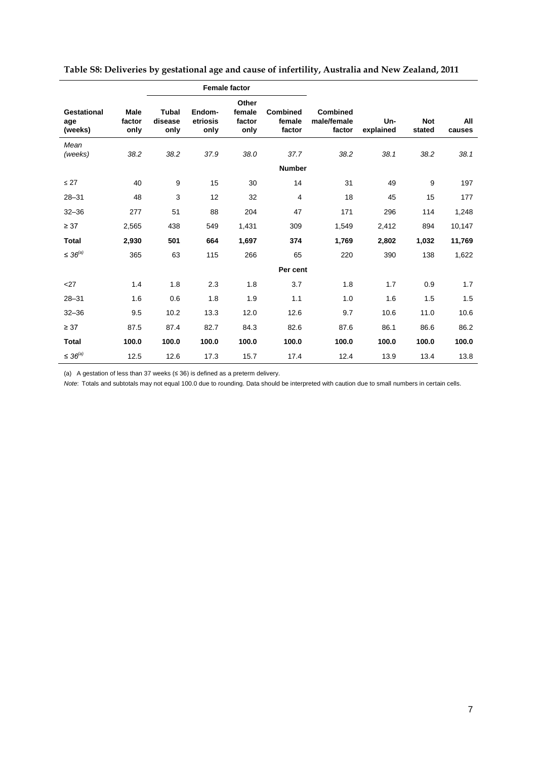**Table S8: Deliveries by gestational age and cause of infertility, Australia and New Zealand, 2011**

| | | Female factor | | | | | | | |
|---|---|---|---|---|---|---|---|---|---|
| Gestational age (weeks) | Male factor only | Tubal disease only | Endom-etriosis only | Other female factor only | Combined female factor | Combined male/female factor | Un-explained | Not stated | All causes |
| *Mean (weeks)* | *38.2* | *38.2* | *37.9* | *38.0* | *37.7* | *38.2* | *38.1* | *38.2* | *38.1* |
| | | | | | **Number** | | | | |
| ≤ 27 | 40 | 9 | 15 | 30 | 14 | 31 | 49 | 9 | 197 |
| 28–31 | 48 | 3 | 12 | 32 | 4 | 18 | 45 | 15 | 177 |
| 32–36 | 277 | 51 | 88 | 204 | 47 | 171 | 296 | 114 | 1,248 |
| ≥ 37 | 2,565 | 438 | 549 | 1,431 | 309 | 1,549 | 2,412 | 894 | 10,147 |
| **Total** | **2,930** | **501** | **664** | **1,697** | **374** | **1,769** | **2,802** | **1,032** | **11,769** |
| ≤ *36*[(a)] | 365 | 63 | 115 | 266 | 65 | 220 | 390 | 138 | 1,622 |
| | | | | | **Per cent** | | | | |
| <27 | 1.4 | 1.8 | 2.3 | 1.8 | 3.7 | 1.8 | 1.7 | 0.9 | 1.7 |
| 28–31 | 1.6 | 0.6 | 1.8 | 1.9 | 1.1 | 1.0 | 1.6 | 1.5 | 1.5 |
| 32–36 | 9.5 | 10.2 | 13.3 | 12.0 | 12.6 | 9.7 | 10.6 | 11.0 | 10.6 |
| ≥ 37 | 87.5 | 87.4 | 82.7 | 84.3 | 82.6 | 87.6 | 86.1 | 86.6 | 86.2 |
| **Total** | **100.0** | **100.0** | **100.0** | **100.0** | **100.0** | **100.0** | **100.0** | **100.0** | **100.0** |
| ≤ *36*[(a)] | 12.5 | 12.6 | 17.3 | 15.7 | 17.4 | 12.4 | 13.9 | 13.4 | 13.8 |

(a) A gestation of less than 37 weeks (≤ 36) is defined as a preterm delivery.

*Note*: Totals and subtotals may not equal 100.0 due to rounding. Data should be interpreted with caution due to small numbers in certain cells.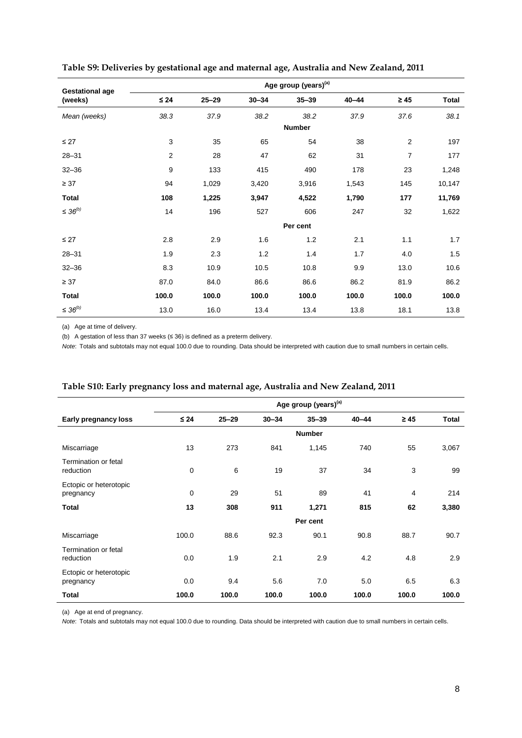### Table S9: Deliveries by gestational age and maternal age, Australia and New Zealand, 2011

| Gestational age (weeks) | Age group (years)[(a)] | | | | | | |
|---|---|---|---|---|---|---|---|
| | ≤ 24 | 25–29 | 30–34 | 35–39 | 40–44 | ≥ 45 | Total |
| *Mean (weeks)* | *38.3* | *37.9* | *38.2* | *38.2* | *37.9* | *37.6* | *38.1* |
| | | | | **Number** | | | |
| ≤ 27 | 3 | 35 | 65 | 54 | 38 | 2 | 197 |
| 28–31 | 2 | 28 | 47 | 62 | 31 | 7 | 177 |
| 32–36 | 9 | 133 | 415 | 490 | 178 | 23 | 1,248 |
| ≥ 37 | 94 | 1,029 | 3,420 | 3,916 | 1,543 | 145 | 10,147 |
| **Total** | **108** | **1,225** | **3,947** | **4,522** | **1,790** | **177** | **11,769** |
| *≤ 36*[(b)] | 14 | 196 | 527 | 606 | 247 | 32 | 1,622 |
| | | | | **Per cent** | | | |
| ≤ 27 | 2.8 | 2.9 | 1.6 | 1.2 | 2.1 | 1.1 | 1.7 |
| 28–31 | 1.9 | 2.3 | 1.2 | 1.4 | 1.7 | 4.0 | 1.5 |
| 32–36 | 8.3 | 10.9 | 10.5 | 10.8 | 9.9 | 13.0 | 10.6 |
| ≥ 37 | 87.0 | 84.0 | 86.6 | 86.6 | 86.2 | 81.9 | 86.2 |
| **Total** | **100.0** | **100.0** | **100.0** | **100.0** | **100.0** | **100.0** | **100.0** |
| *≤ 36*[(b)] | 13.0 | 16.0 | 13.4 | 13.4 | 13.8 | 18.1 | 13.8 |

(a) Age at time of delivery.

(b) A gestation of less than 37 weeks (≤ 36) is defined as a preterm delivery.

*Note*: Totals and subtotals may not equal 100.0 due to rounding. Data should be interpreted with caution due to small numbers in certain cells.

### Table S10: Early pregnancy loss and maternal age, Australia and New Zealand, 2011

| Early pregnancy loss | Age group (years)[(a)] | | | | | | |
|---|---|---|---|---|---|---|---|
| | ≤ 24 | 25–29 | 30–34 | 35–39 | 40–44 | ≥ 45 | Total |
| | | | | **Number** | | | |
| Miscarriage | 13 | 273 | 841 | 1,145 | 740 | 55 | 3,067 |
| Termination or fetal reduction | 0 | 6 | 19 | 37 | 34 | 3 | 99 |
| Ectopic or heterotopic pregnancy | 0 | 29 | 51 | 89 | 41 | 4 | 214 |
| **Total** | **13** | **308** | **911** | **1,271** | **815** | **62** | **3,380** |
| | | | | **Per cent** | | | |
| Miscarriage | 100.0 | 88.6 | 92.3 | 90.1 | 90.8 | 88.7 | 90.7 |
| Termination or fetal reduction | 0.0 | 1.9 | 2.1 | 2.9 | 4.2 | 4.8 | 2.9 |
| Ectopic or heterotopic pregnancy | 0.0 | 9.4 | 5.6 | 7.0 | 5.0 | 6.5 | 6.3 |
| **Total** | **100.0** | **100.0** | **100.0** | **100.0** | **100.0** | **100.0** | **100.0** |

(a) Age at end of pregnancy.

*Note*: Totals and subtotals may not equal 100.0 due to rounding. Data should be interpreted with caution due to small numbers in certain cells.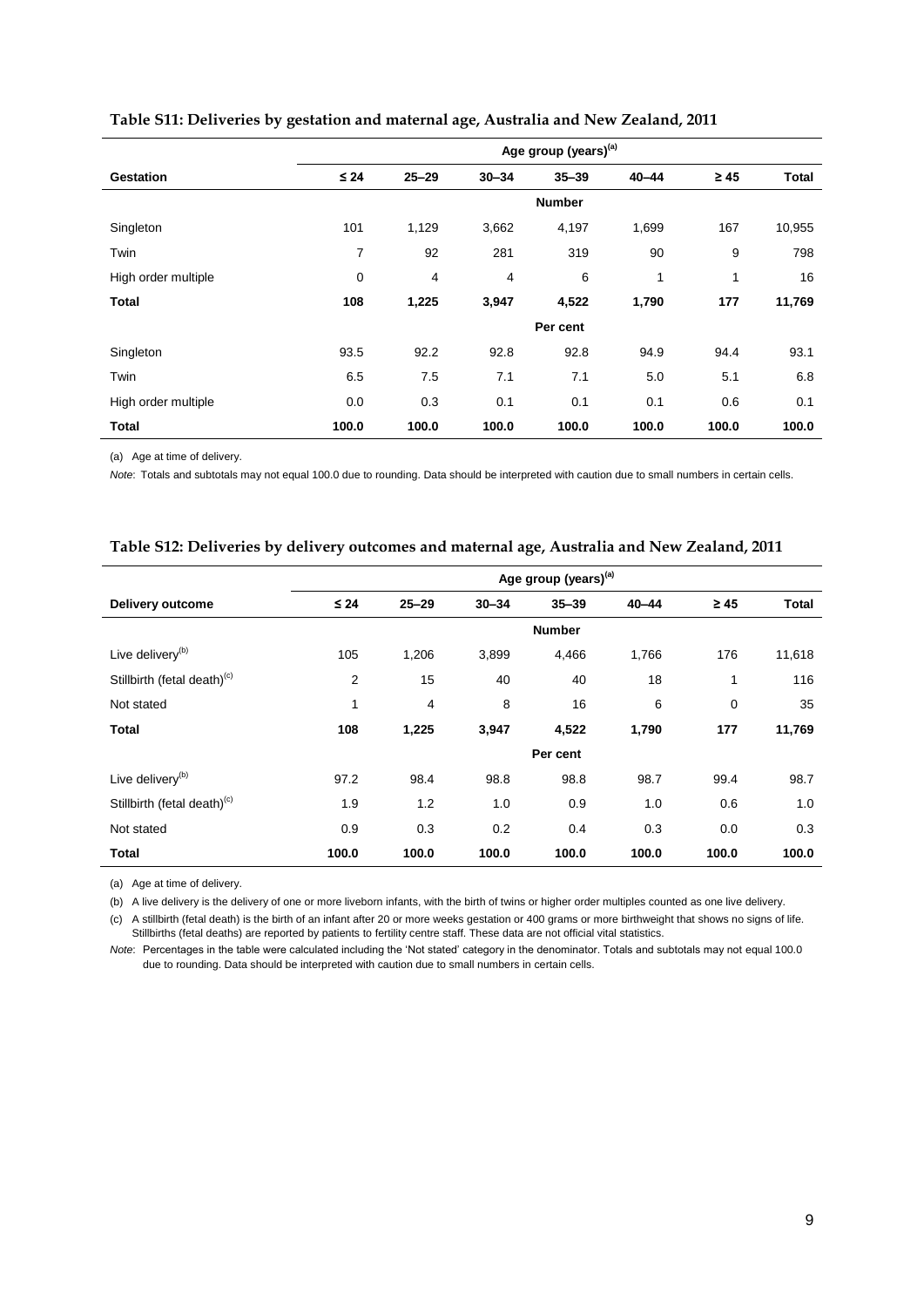**Table S11: Deliveries by gestation and maternal age, Australia and New Zealand, 2011**

| | Age group (years)[(a)] | | | | | | |
|---|---|---|---|---|---|---|---|
| **Gestation** | **≤ 24** | **25–29** | **30–34** | **35–39** | **40–44** | **≥ 45** | **Total** |
| | | | | **Number** | | | |
| Singleton | 101 | 1,129 | 3,662 | 4,197 | 1,699 | 167 | 10,955 |
| Twin | 7 | 92 | 281 | 319 | 90 | 9 | 798 |
| High order multiple | 0 | 4 | 4 | 6 | 1 | 1 | 16 |
| **Total** | **108** | **1,225** | **3,947** | **4,522** | **1,790** | **177** | **11,769** |
| | | | | **Per cent** | | | |
| Singleton | 93.5 | 92.2 | 92.8 | 92.8 | 94.9 | 94.4 | 93.1 |
| Twin | 6.5 | 7.5 | 7.1 | 7.1 | 5.0 | 5.1 | 6.8 |
| High order multiple | 0.0 | 0.3 | 0.1 | 0.1 | 0.1 | 0.6 | 0.1 |
| **Total** | **100.0** | **100.0** | **100.0** | **100.0** | **100.0** | **100.0** | **100.0** |

(a) Age at time of delivery.

*Note*: Totals and subtotals may not equal 100.0 due to rounding. Data should be interpreted with caution due to small numbers in certain cells.

**Table S12: Deliveries by delivery outcomes and maternal age, Australia and New Zealand, 2011**

| | Age group (years)[(a)] | | | | | | |
|---|---|---|---|---|---|---|---|
| **Delivery outcome** | **≤ 24** | **25–29** | **30–34** | **35–39** | **40–44** | **≥ 45** | **Total** |
| | | | | **Number** | | | |
| Live delivery[(b)] | 105 | 1,206 | 3,899 | 4,466 | 1,766 | 176 | 11,618 |
| Stillbirth (fetal death)[(c)] | 2 | 15 | 40 | 40 | 18 | 1 | 116 |
| Not stated | 1 | 4 | 8 | 16 | 6 | 0 | 35 |
| **Total** | **108** | **1,225** | **3,947** | **4,522** | **1,790** | **177** | **11,769** |
| | | | | **Per cent** | | | |
| Live delivery[(b)] | 97.2 | 98.4 | 98.8 | 98.8 | 98.7 | 99.4 | 98.7 |
| Stillbirth (fetal death)[(c)] | 1.9 | 1.2 | 1.0 | 0.9 | 1.0 | 0.6 | 1.0 |
| Not stated | 0.9 | 0.3 | 0.2 | 0.4 | 0.3 | 0.0 | 0.3 |
| **Total** | **100.0** | **100.0** | **100.0** | **100.0** | **100.0** | **100.0** | **100.0** |

(a) Age at time of delivery.

(b) A live delivery is the delivery of one or more liveborn infants, with the birth of twins or higher order multiples counted as one live delivery.

(c) A stillbirth (fetal death) is the birth of an infant after 20 or more weeks gestation or 400 grams or more birthweight that shows no signs of life. Stillbirths (fetal deaths) are reported by patients to fertility centre staff. These data are not official vital statistics.

*Note*: Percentages in the table were calculated including the 'Not stated' category in the denominator. Totals and subtotals may not equal 100.0 due to rounding. Data should be interpreted with caution due to small numbers in certain cells.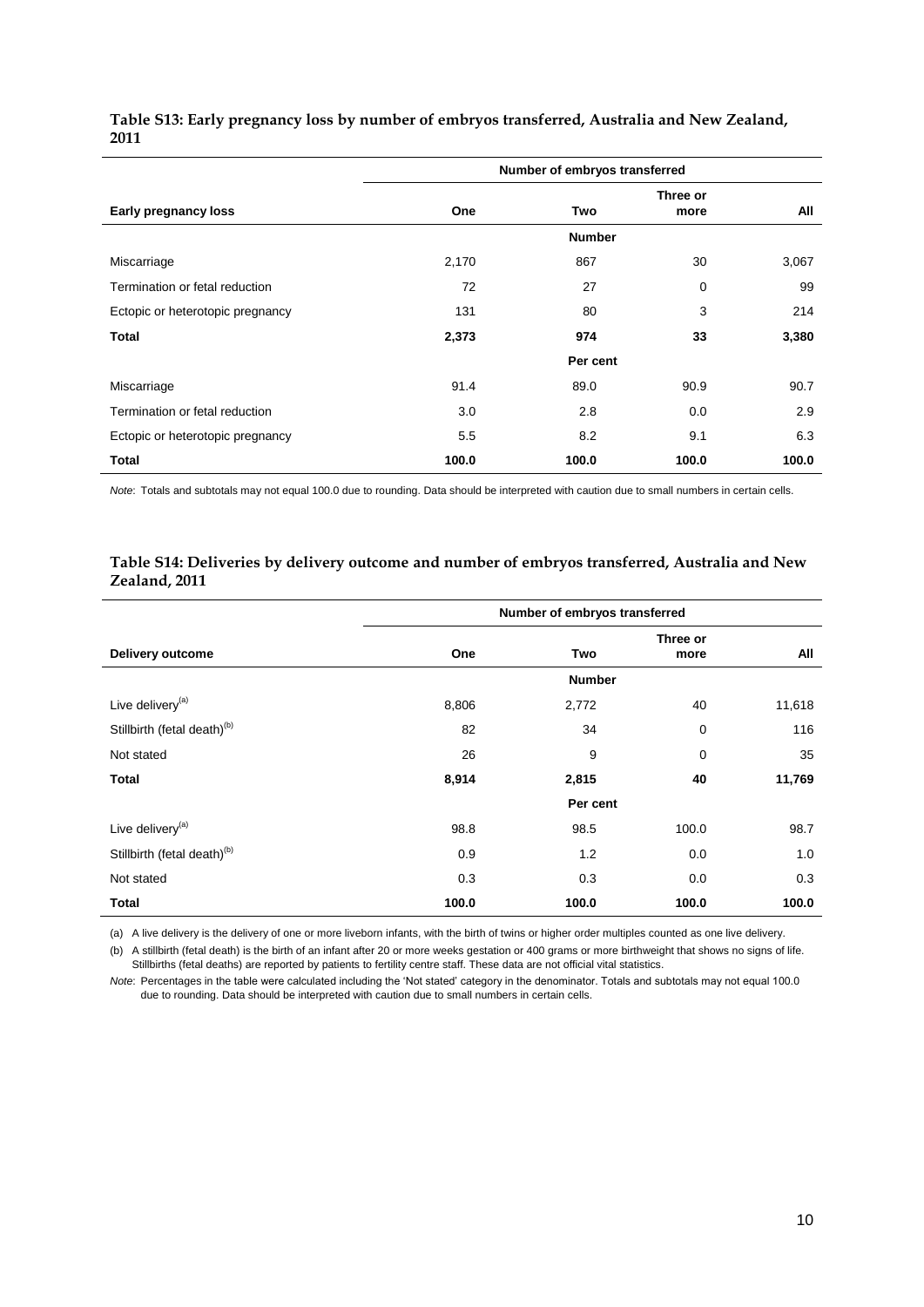**Table S13: Early pregnancy loss by number of embryos transferred, Australia and New Zealand, 2011**

| | Number of embryos transferred | | | |
|---|---|---|---|---|
| **Early pregnancy loss** | **One** | **Two** | **Three or more** | **All** |
| | | **Number** | | |
| Miscarriage | 2,170 | 867 | 30 | 3,067 |
| Termination or fetal reduction | 72 | 27 | 0 | 99 |
| Ectopic or heterotopic pregnancy | 131 | 80 | 3 | 214 |
| **Total** | **2,373** | **974** | **33** | **3,380** |
| | | **Per cent** | | |
| Miscarriage | 91.4 | 89.0 | 90.9 | 90.7 |
| Termination or fetal reduction | 3.0 | 2.8 | 0.0 | 2.9 |
| Ectopic or heterotopic pregnancy | 5.5 | 8.2 | 9.1 | 6.3 |
| **Total** | **100.0** | **100.0** | **100.0** | **100.0** |

*Note*: Totals and subtotals may not equal 100.0 due to rounding. Data should be interpreted with caution due to small numbers in certain cells.

**Table S14: Deliveries by delivery outcome and number of embryos transferred, Australia and New Zealand, 2011**

| | Number of embryos transferred | | | |
|---|---|---|---|---|
| **Delivery outcome** | **One** | **Two** | **Three or more** | **All** |
| | | **Number** | | |
| Live delivery[(a)] | 8,806 | 2,772 | 40 | 11,618 |
| Stillbirth (fetal death)[(b)] | 82 | 34 | 0 | 116 |
| Not stated | 26 | 9 | 0 | 35 |
| **Total** | **8,914** | **2,815** | **40** | **11,769** |
| | | **Per cent** | | |
| Live delivery[(a)] | 98.8 | 98.5 | 100.0 | 98.7 |
| Stillbirth (fetal death)[(b)] | 0.9 | 1.2 | 0.0 | 1.0 |
| Not stated | 0.3 | 0.3 | 0.0 | 0.3 |
| **Total** | **100.0** | **100.0** | **100.0** | **100.0** |

(a) A live delivery is the delivery of one or more liveborn infants, with the birth of twins or higher order multiples counted as one live delivery.

(b) A stillbirth (fetal death) is the birth of an infant after 20 or more weeks gestation or 400 grams or more birthweight that shows no signs of life. Stillbirths (fetal deaths) are reported by patients to fertility centre staff. These data are not official vital statistics.

*Note*: Percentages in the table were calculated including the 'Not stated' category in the denominator. Totals and subtotals may not equal 100.0 due to rounding. Data should be interpreted with caution due to small numbers in certain cells.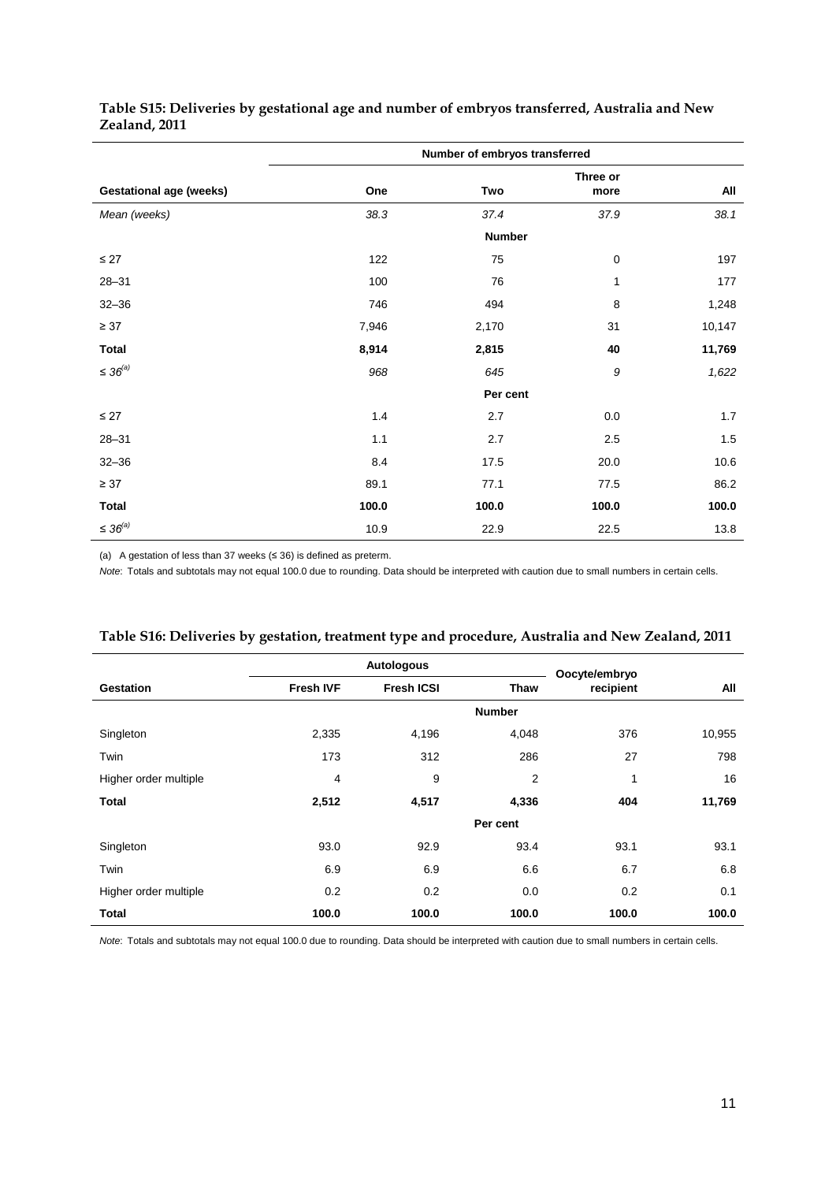**Table S15: Deliveries by gestational age and number of embryos transferred, Australia and New Zealand, 2011**

| | Number of embryos transferred | | | |
|---|---|---|---|---|
| **Gestational age (weeks)** | **One** | **Two** | **Three or more** | **All** |
| *Mean (weeks)* | *38.3* | *37.4* | *37.9* | *38.1* |
| | | **Number** | | |
| ≤ 27 | 122 | 75 | 0 | 197 |
| 28–31 | 100 | 76 | 1 | 177 |
| 32–36 | 746 | 494 | 8 | 1,248 |
| ≥ 37 | 7,946 | 2,170 | 31 | 10,147 |
| **Total** | **8,914** | **2,815** | **40** | **11,769** |
| *≤ 36*[(a)] | *968* | *645* | *9* | *1,622* |
| | | **Per cent** | | |
| ≤ 27 | 1.4 | 2.7 | 0.0 | 1.7 |
| 28–31 | 1.1 | 2.7 | 2.5 | 1.5 |
| 32–36 | 8.4 | 17.5 | 20.0 | 10.6 |
| ≥ 37 | 89.1 | 77.1 | 77.5 | 86.2 |
| **Total** | **100.0** | **100.0** | **100.0** | **100.0** |
| ≤ 36[(a)] | 10.9 | 22.9 | 22.5 | 13.8 |

(a) A gestation of less than 37 weeks (≤ 36) is defined as preterm.

*Note*: Totals and subtotals may not equal 100.0 due to rounding. Data should be interpreted with caution due to small numbers in certain cells.

**Table S16: Deliveries by gestation, treatment type and procedure, Australia and New Zealand, 2011**

| | Autologous | | | | |
|---|---|---|---|---|---|
| **Gestation** | **Fresh IVF** | **Fresh ICSI** | **Thaw** | **Oocyte/embryo recipient** | **All** |
| | | | **Number** | | |
| Singleton | 2,335 | 4,196 | 4,048 | 376 | 10,955 |
| Twin | 173 | 312 | 286 | 27 | 798 |
| Higher order multiple | 4 | 9 | 2 | 1 | 16 |
| **Total** | **2,512** | **4,517** | **4,336** | **404** | **11,769** |
| | | | **Per cent** | | |
| Singleton | 93.0 | 92.9 | 93.4 | 93.1 | 93.1 |
| Twin | 6.9 | 6.9 | 6.6 | 6.7 | 6.8 |
| Higher order multiple | 0.2 | 0.2 | 0.0 | 0.2 | 0.1 |
| **Total** | **100.0** | **100.0** | **100.0** | **100.0** | **100.0** |

*Note*: Totals and subtotals may not equal 100.0 due to rounding. Data should be interpreted with caution due to small numbers in certain cells.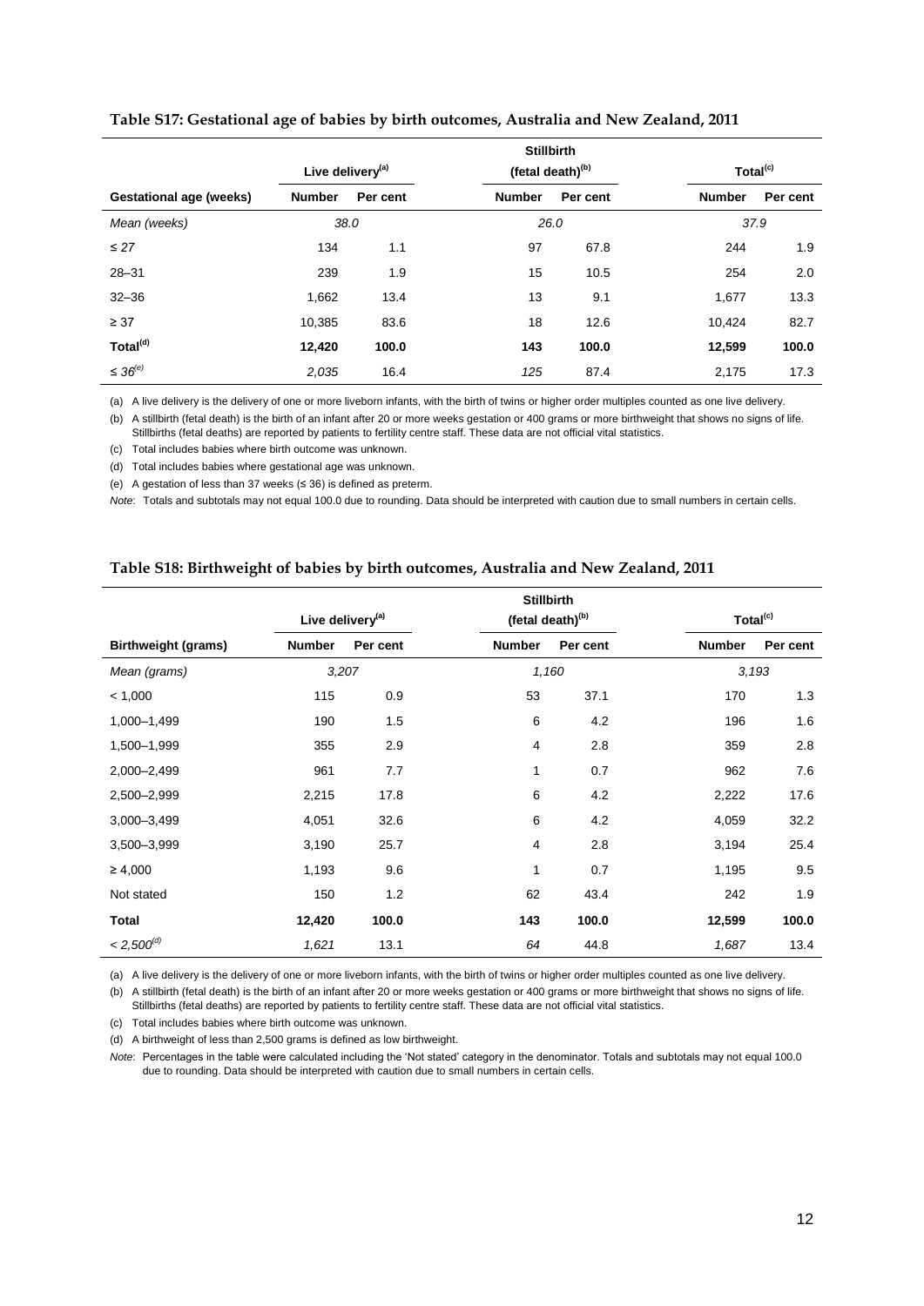**Table S17: Gestational age of babies by birth outcomes, Australia and New Zealand, 2011**

| | Live delivery[(a)] | | Stillbirth (fetal death)[(b)] | | Total[(c)] | |
|---|---|---|---|---|---|---|
| **Gestational age (weeks)** | **Number** | **Per cent** | **Number** | **Per cent** | **Number** | **Per cent** |
| *Mean (weeks)* | *38.0* | | *26.0* | | *37.9* | |
| ≤ 27 | 134 | 1.1 | 97 | 67.8 | 244 | 1.9 |
| 28–31 | 239 | 1.9 | 15 | 10.5 | 254 | 2.0 |
| 32–36 | 1,662 | 13.4 | 13 | 9.1 | 1,677 | 13.3 |
| ≥ 37 | 10,385 | 83.6 | 18 | 12.6 | 10,424 | 82.7 |
| **Total[(d)]** | **12,420** | **100.0** | **143** | **100.0** | **12,599** | **100.0** |
| *≤ 36[(e)]* | *2,035* | 16.4 | *125* | 87.4 | 2,175 | 17.3 |

(a) A live delivery is the delivery of one or more liveborn infants, with the birth of twins or higher order multiples counted as one live delivery.

(b) A stillbirth (fetal death) is the birth of an infant after 20 or more weeks gestation or 400 grams or more birthweight that shows no signs of life. Stillbirths (fetal deaths) are reported by patients to fertility centre staff. These data are not official vital statistics.

(c) Total includes babies where birth outcome was unknown.

(d) Total includes babies where gestational age was unknown.

(e) A gestation of less than 37 weeks (≤ 36) is defined as preterm.

*Note*: Totals and subtotals may not equal 100.0 due to rounding. Data should be interpreted with caution due to small numbers in certain cells.

**Table S18: Birthweight of babies by birth outcomes, Australia and New Zealand, 2011**

| | Live delivery[(a)] | | Stillbirth (fetal death)[(b)] | | Total[(c)] | |
|---|---|---|---|---|---|---|
| **Birthweight (grams)** | **Number** | **Per cent** | **Number** | **Per cent** | **Number** | **Per cent** |
| *Mean (grams)* | *3,207* | | *1,160* | | *3,193* | |
| < 1,000 | 115 | 0.9 | 53 | 37.1 | 170 | 1.3 |
| 1,000–1,499 | 190 | 1.5 | 6 | 4.2 | 196 | 1.6 |
| 1,500–1,999 | 355 | 2.9 | 4 | 2.8 | 359 | 2.8 |
| 2,000–2,499 | 961 | 7.7 | 1 | 0.7 | 962 | 7.6 |
| 2,500–2,999 | 2,215 | 17.8 | 6 | 4.2 | 2,222 | 17.6 |
| 3,000–3,499 | 4,051 | 32.6 | 6 | 4.2 | 4,059 | 32.2 |
| 3,500–3,999 | 3,190 | 25.7 | 4 | 2.8 | 3,194 | 25.4 |
| ≥ 4,000 | 1,193 | 9.6 | 1 | 0.7 | 1,195 | 9.5 |
| Not stated | 150 | 1.2 | 62 | 43.4 | 242 | 1.9 |
| **Total** | **12,420** | **100.0** | **143** | **100.0** | **12,599** | **100.0** |
| *< 2,500[(d)]* | *1,621* | 13.1 | *64* | 44.8 | *1,687* | 13.4 |

(a) A live delivery is the delivery of one or more liveborn infants, with the birth of twins or higher order multiples counted as one live delivery.

(b) A stillbirth (fetal death) is the birth of an infant after 20 or more weeks gestation or 400 grams or more birthweight that shows no signs of life. Stillbirths (fetal deaths) are reported by patients to fertility centre staff. These data are not official vital statistics.

(c) Total includes babies where birth outcome was unknown.

(d) A birthweight of less than 2,500 grams is defined as low birthweight.

*Note*: Percentages in the table were calculated including the 'Not stated' category in the denominator. Totals and subtotals may not equal 100.0 due to rounding. Data should be interpreted with caution due to small numbers in certain cells.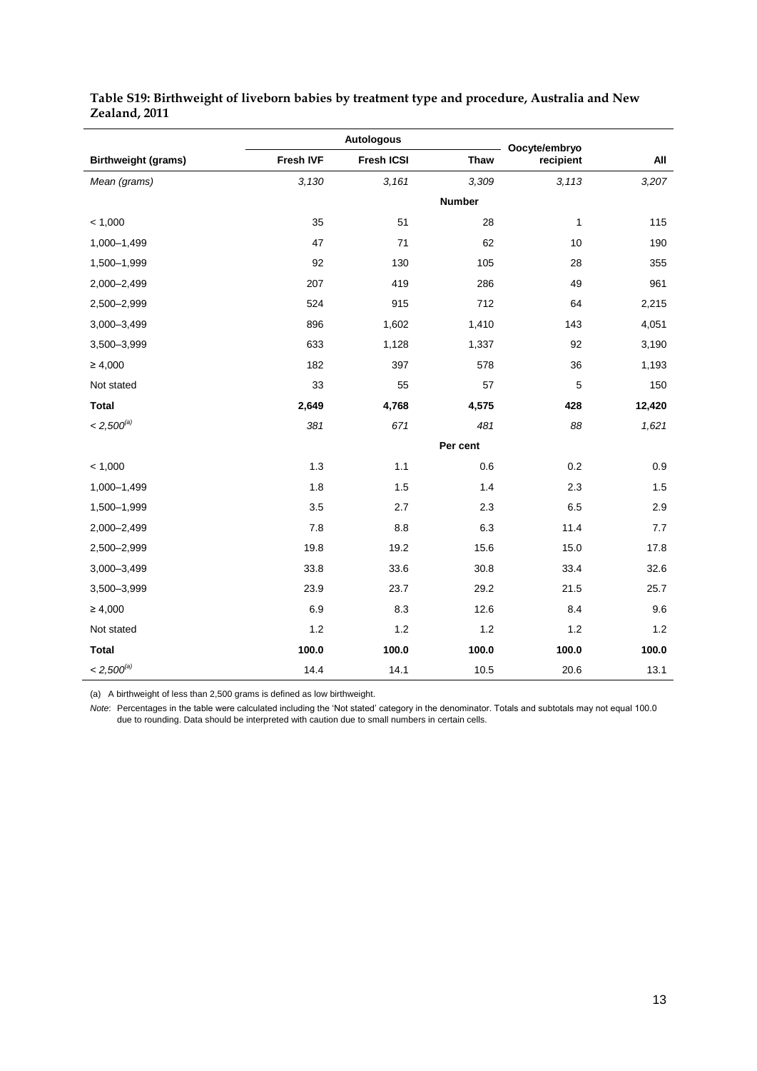**Table S19: Birthweight of liveborn babies by treatment type and procedure, Australia and New Zealand, 2011**

| | Autologous | | | Oocyte/embryo | |
|---|---|---|---|---|---|
| **Birthweight (grams)** | **Fresh IVF** | **Fresh ICSI** | **Thaw** | **recipient** | **All** |
| *Mean (grams)* | *3,130* | *3,161* | *3,309* | *3,113* | *3,207* |
| | | | **Number** | | |
| < 1,000 | 35 | 51 | 28 | 1 | 115 |
| 1,000–1,499 | 47 | 71 | 62 | 10 | 190 |
| 1,500–1,999 | 92 | 130 | 105 | 28 | 355 |
| 2,000–2,499 | 207 | 419 | 286 | 49 | 961 |
| 2,500–2,999 | 524 | 915 | 712 | 64 | 2,215 |
| 3,000–3,499 | 896 | 1,602 | 1,410 | 143 | 4,051 |
| 3,500–3,999 | 633 | 1,128 | 1,337 | 92 | 3,190 |
| ≥ 4,000 | 182 | 397 | 578 | 36 | 1,193 |
| Not stated | 33 | 55 | 57 | 5 | 150 |
| **Total** | **2,649** | **4,768** | **4,575** | **428** | **12,420** |
| *< 2,500*[(a)] | *381* | *671* | *481* | *88* | *1,621* |
| | | | **Per cent** | | |
| < 1,000 | 1.3 | 1.1 | 0.6 | 0.2 | 0.9 |
| 1,000–1,499 | 1.8 | 1.5 | 1.4 | 2.3 | 1.5 |
| 1,500–1,999 | 3.5 | 2.7 | 2.3 | 6.5 | 2.9 |
| 2,000–2,499 | 7.8 | 8.8 | 6.3 | 11.4 | 7.7 |
| 2,500–2,999 | 19.8 | 19.2 | 15.6 | 15.0 | 17.8 |
| 3,000–3,499 | 33.8 | 33.6 | 30.8 | 33.4 | 32.6 |
| 3,500–3,999 | 23.9 | 23.7 | 29.2 | 21.5 | 25.7 |
| ≥ 4,000 | 6.9 | 8.3 | 12.6 | 8.4 | 9.6 |
| Not stated | 1.2 | 1.2 | 1.2 | 1.2 | 1.2 |
| **Total** | **100.0** | **100.0** | **100.0** | **100.0** | **100.0** |
| *< 2,500*[(a)] | 14.4 | 14.1 | 10.5 | 20.6 | 13.1 |

(a) A birthweight of less than 2,500 grams is defined as low birthweight.

*Note*: Percentages in the table were calculated including the 'Not stated' category in the denominator. Totals and subtotals may not equal 100.0 due to rounding. Data should be interpreted with caution due to small numbers in certain cells.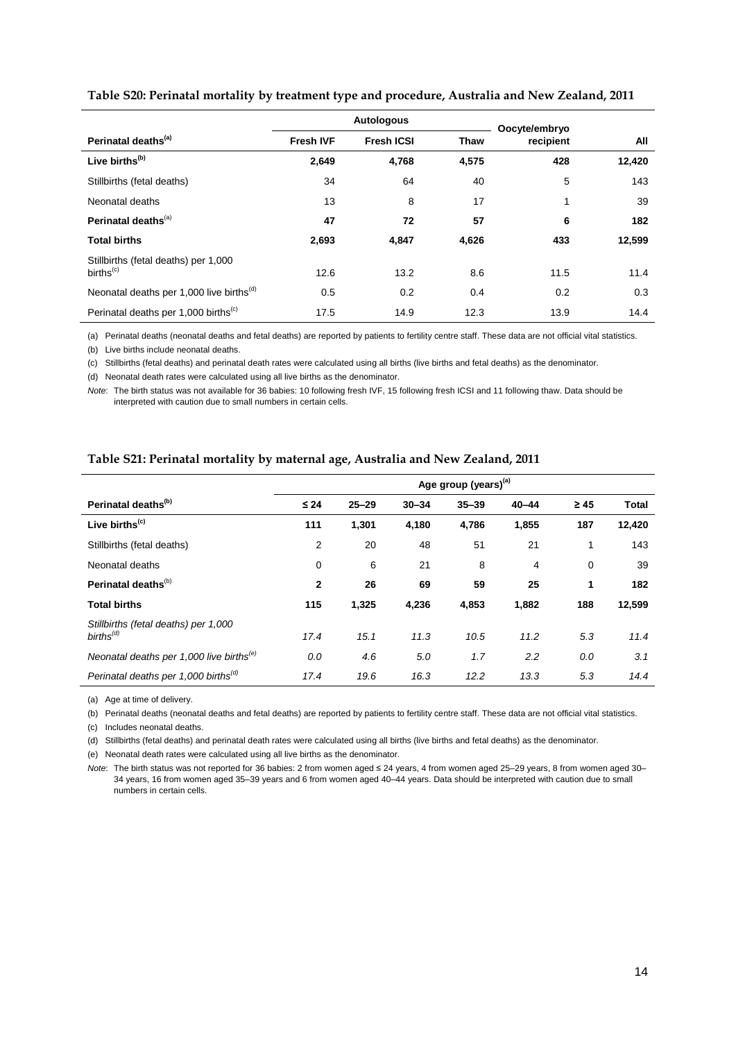**Table S20: Perinatal mortality by treatment type and procedure, Australia and New Zealand, 2011**

| | Autologous | | | Oocyte/embryo | |
|---|---|---|---|---|---|
| **Perinatal deaths**[(a)] | **Fresh IVF** | **Fresh ICSI** | **Thaw** | **recipient** | **All** |
| **Live births**[(b)] | **2,649** | **4,768** | **4,575** | **428** | **12,420** |
| Stillbirths (fetal deaths) | 34 | 64 | 40 | 5 | 143 |
| Neonatal deaths | 13 | 8 | 17 | 1 | 39 |
| **Perinatal deaths**[(a)] | **47** | **72** | **57** | **6** | **182** |
| **Total births** | **2,693** | **4,847** | **4,626** | **433** | **12,599** |
| Stillbirths (fetal deaths) per 1,000 births[(c)] | 12.6 | 13.2 | 8.6 | 11.5 | 11.4 |
| Neonatal deaths per 1,000 live births[(d)] | 0.5 | 0.2 | 0.4 | 0.2 | 0.3 |
| Perinatal deaths per 1,000 births[(c)] | 17.5 | 14.9 | 12.3 | 13.9 | 14.4 |

(a) Perinatal deaths (neonatal deaths and fetal deaths) are reported by patients to fertility centre staff. These data are not official vital statistics.

(b) Live births include neonatal deaths.

(c) Stillbirths (fetal deaths) and perinatal death rates were calculated using all births (live births and fetal deaths) as the denominator.

(d) Neonatal death rates were calculated using all live births as the denominator.

*Note*: The birth status was not available for 36 babies: 10 following fresh IVF, 15 following fresh ICSI and 11 following thaw. Data should be interpreted with caution due to small numbers in certain cells.

**Table S21: Perinatal mortality by maternal age, Australia and New Zealand, 2011**

| | Age group (years)[(a)] | | | | | | |
|---|---|---|---|---|---|---|---|
| **Perinatal deaths**[(b)] | **≤ 24** | **25–29** | **30–34** | **35–39** | **40–44** | **≥ 45** | **Total** |
| **Live births**[(c)] | **111** | **1,301** | **4,180** | **4,786** | **1,855** | **187** | **12,420** |
| Stillbirths (fetal deaths) | 2 | 20 | 48 | 51 | 21 | 1 | 143 |
| Neonatal deaths | 0 | 6 | 21 | 8 | 4 | 0 | 39 |
| **Perinatal deaths**[(b)] | **2** | **26** | **69** | **59** | **25** | **1** | **182** |
| **Total births** | **115** | **1,325** | **4,236** | **4,853** | **1,882** | **188** | **12,599** |
| *Stillbirths (fetal deaths) per 1,000 births*[(d)] | *17.4* | *15.1* | *11.3* | *10.5* | *11.2* | *5.3* | *11.4* |
| *Neonatal deaths per 1,000 live births*[(e)] | *0.0* | *4.6* | *5.0* | *1.7* | *2.2* | *0.0* | *3.1* |
| *Perinatal deaths per 1,000 births*[(d)] | *17.4* | *19.6* | *16.3* | *12.2* | *13.3* | *5.3* | *14.4* |

(a) Age at time of delivery.

(b) Perinatal deaths (neonatal deaths and fetal deaths) are reported by patients to fertility centre staff. These data are not official vital statistics.

(c) Includes neonatal deaths.

(d) Stillbirths (fetal deaths) and perinatal death rates were calculated using all births (live births and fetal deaths) as the denominator.

(e) Neonatal death rates were calculated using all live births as the denominator.

*Note*: The birth status was not reported for 36 babies: 2 from women aged ≤ 24 years, 4 from women aged 25–29 years, 8 from women aged 30–34 years, 16 from women aged 35–39 years and 6 from women aged 40–44 years. Data should be interpreted with caution due to small numbers in certain cells.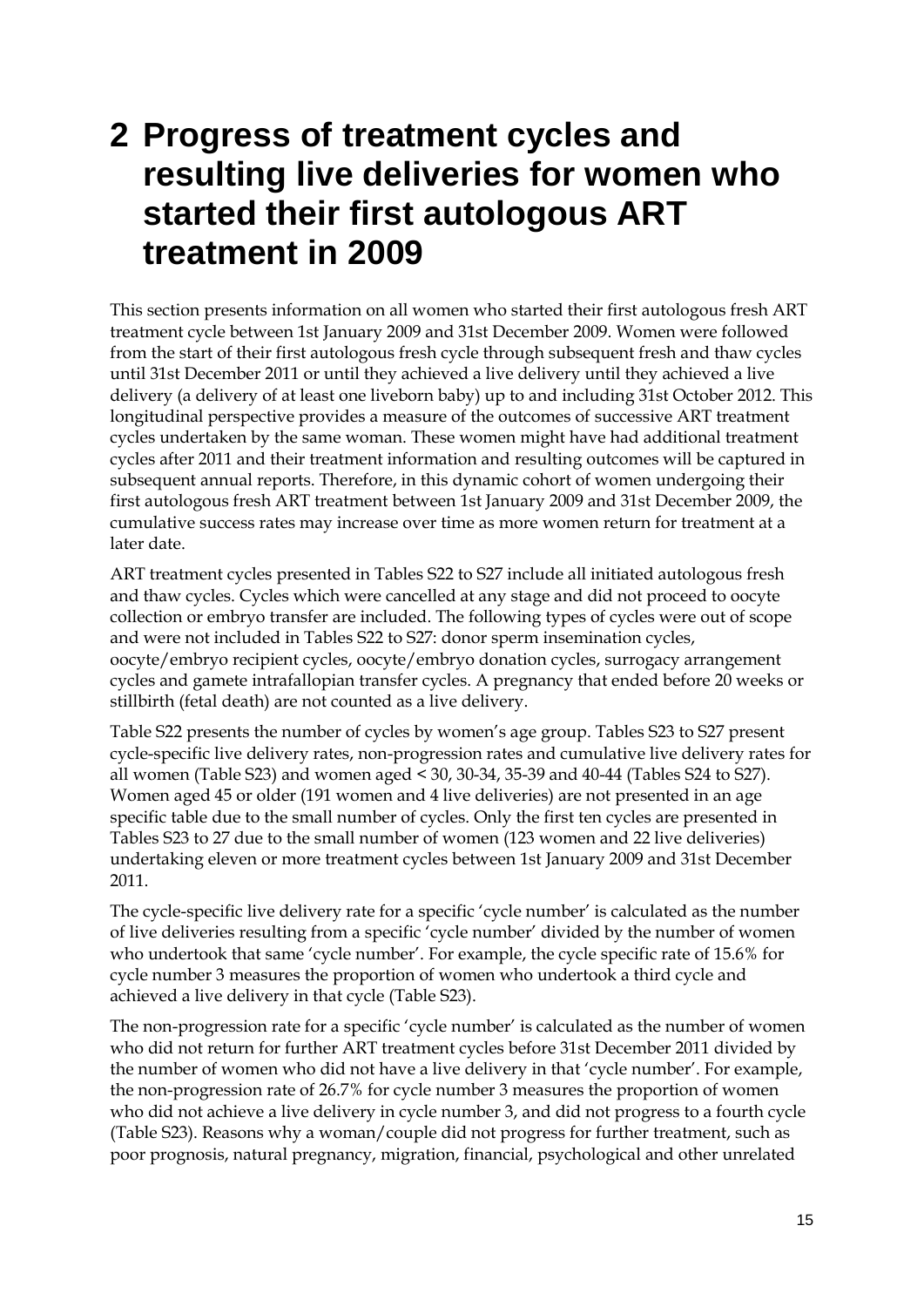# 2 Progress of treatment cycles and resulting live deliveries for women who started their first autologous ART treatment in 2009

This section presents information on all women who started their first autologous fresh ART treatment cycle between 1st January 2009 and 31st December 2009. Women were followed from the start of their first autologous fresh cycle through subsequent fresh and thaw cycles until 31st December 2011 or until they achieved a live delivery until they achieved a live delivery (a delivery of at least one liveborn baby) up to and including 31st October 2012. This longitudinal perspective provides a measure of the outcomes of successive ART treatment cycles undertaken by the same woman. These women might have had additional treatment cycles after 2011 and their treatment information and resulting outcomes will be captured in subsequent annual reports. Therefore, in this dynamic cohort of women undergoing their first autologous fresh ART treatment between 1st January 2009 and 31st December 2009, the cumulative success rates may increase over time as more women return for treatment at a later date.

ART treatment cycles presented in Tables S22 to S27 include all initiated autologous fresh and thaw cycles. Cycles which were cancelled at any stage and did not proceed to oocyte collection or embryo transfer are included. The following types of cycles were out of scope and were not included in Tables S22 to S27: donor sperm insemination cycles, oocyte/embryo recipient cycles, oocyte/embryo donation cycles, surrogacy arrangement cycles and gamete intrafallopian transfer cycles. A pregnancy that ended before 20 weeks or stillbirth (fetal death) are not counted as a live delivery.

Table S22 presents the number of cycles by women's age group. Tables S23 to S27 present cycle-specific live delivery rates, non-progression rates and cumulative live delivery rates for all women (Table S23) and women aged < 30, 30-34, 35-39 and 40-44 (Tables S24 to S27). Women aged 45 or older (191 women and 4 live deliveries) are not presented in an age specific table due to the small number of cycles. Only the first ten cycles are presented in Tables S23 to 27 due to the small number of women (123 women and 22 live deliveries) undertaking eleven or more treatment cycles between 1st January 2009 and 31st December 2011.

The cycle-specific live delivery rate for a specific 'cycle number' is calculated as the number of live deliveries resulting from a specific 'cycle number' divided by the number of women who undertook that same 'cycle number'. For example, the cycle specific rate of 15.6% for cycle number 3 measures the proportion of women who undertook a third cycle and achieved a live delivery in that cycle (Table S23).

The non-progression rate for a specific 'cycle number' is calculated as the number of women who did not return for further ART treatment cycles before 31st December 2011 divided by the number of women who did not have a live delivery in that 'cycle number'. For example, the non-progression rate of 26.7% for cycle number 3 measures the proportion of women who did not achieve a live delivery in cycle number 3, and did not progress to a fourth cycle (Table S23). Reasons why a woman/couple did not progress for further treatment, such as poor prognosis, natural pregnancy, migration, financial, psychological and other unrelated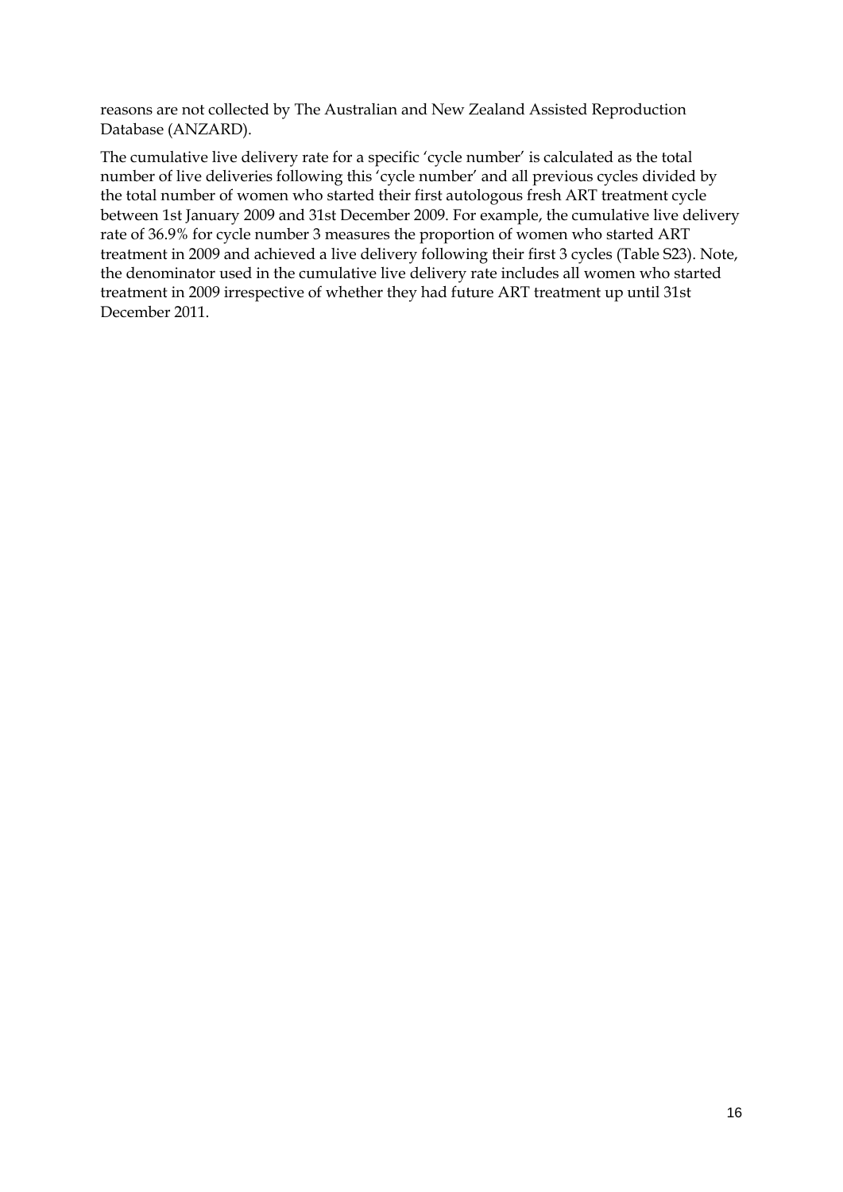reasons are not collected by The Australian and New Zealand Assisted Reproduction Database (ANZARD).

The cumulative live delivery rate for a specific 'cycle number' is calculated as the total number of live deliveries following this 'cycle number' and all previous cycles divided by the total number of women who started their first autologous fresh ART treatment cycle between 1st January 2009 and 31st December 2009. For example, the cumulative live delivery rate of 36.9% for cycle number 3 measures the proportion of women who started ART treatment in 2009 and achieved a live delivery following their first 3 cycles (Table S23). Note, the denominator used in the cumulative live delivery rate includes all women who started treatment in 2009 irrespective of whether they had future ART treatment up until 31st December 2011.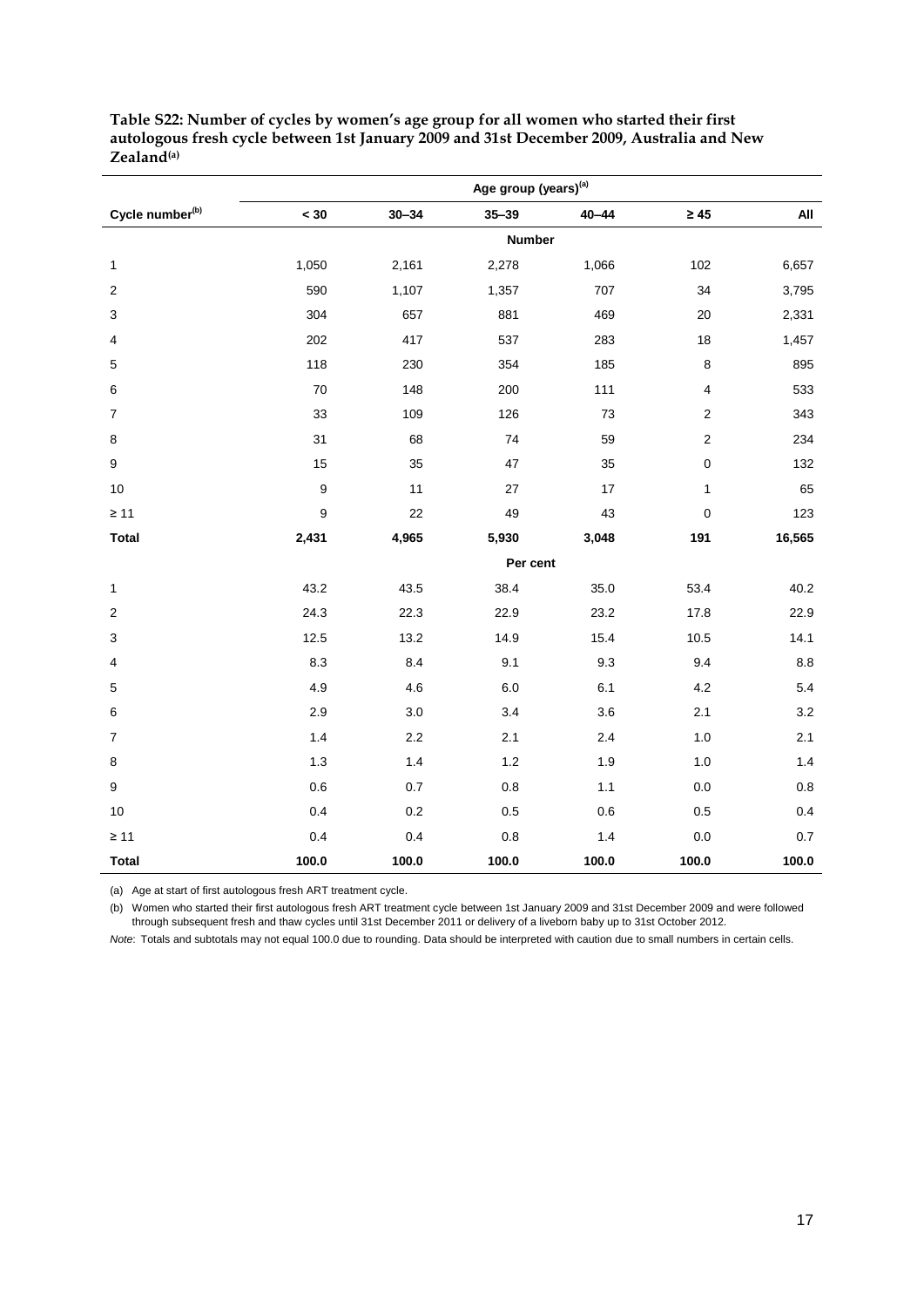**Table S22: Number of cycles by women's age group for all women who started their first autologous fresh cycle between 1st January 2009 and 31st December 2009, Australia and New Zealand[(a)]**

| | Age group (years)[(a)] | | | | | |
|---|---|---|---|---|---|---|
| **Cycle number[(b)]** | **< 30** | **30–34** | **35–39** | **40–44** | **≥ 45** | **All** |
| | | | **Number** | | | |
| 1 | 1,050 | 2,161 | 2,278 | 1,066 | 102 | 6,657 |
| 2 | 590 | 1,107 | 1,357 | 707 | 34 | 3,795 |
| 3 | 304 | 657 | 881 | 469 | 20 | 2,331 |
| 4 | 202 | 417 | 537 | 283 | 18 | 1,457 |
| 5 | 118 | 230 | 354 | 185 | 8 | 895 |
| 6 | 70 | 148 | 200 | 111 | 4 | 533 |
| 7 | 33 | 109 | 126 | 73 | 2 | 343 |
| 8 | 31 | 68 | 74 | 59 | 2 | 234 |
| 9 | 15 | 35 | 47 | 35 | 0 | 132 |
| 10 | 9 | 11 | 27 | 17 | 1 | 65 |
| ≥ 11 | 9 | 22 | 49 | 43 | 0 | 123 |
| **Total** | **2,431** | **4,965** | **5,930** | **3,048** | **191** | **16,565** |
| | | | **Per cent** | | | |
| 1 | 43.2 | 43.5 | 38.4 | 35.0 | 53.4 | 40.2 |
| 2 | 24.3 | 22.3 | 22.9 | 23.2 | 17.8 | 22.9 |
| 3 | 12.5 | 13.2 | 14.9 | 15.4 | 10.5 | 14.1 |
| 4 | 8.3 | 8.4 | 9.1 | 9.3 | 9.4 | 8.8 |
| 5 | 4.9 | 4.6 | 6.0 | 6.1 | 4.2 | 5.4 |
| 6 | 2.9 | 3.0 | 3.4 | 3.6 | 2.1 | 3.2 |
| 7 | 1.4 | 2.2 | 2.1 | 2.4 | 1.0 | 2.1 |
| 8 | 1.3 | 1.4 | 1.2 | 1.9 | 1.0 | 1.4 |
| 9 | 0.6 | 0.7 | 0.8 | 1.1 | 0.0 | 0.8 |
| 10 | 0.4 | 0.2 | 0.5 | 0.6 | 0.5 | 0.4 |
| ≥ 11 | 0.4 | 0.4 | 0.8 | 1.4 | 0.0 | 0.7 |
| **Total** | **100.0** | **100.0** | **100.0** | **100.0** | **100.0** | **100.0** |

(a) Age at start of first autologous fresh ART treatment cycle.

(b) Women who started their first autologous fresh ART treatment cycle between 1st January 2009 and 31st December 2009 and were followed through subsequent fresh and thaw cycles until 31st December 2011 or delivery of a liveborn baby up to 31st October 2012.

*Note*: Totals and subtotals may not equal 100.0 due to rounding. Data should be interpreted with caution due to small numbers in certain cells.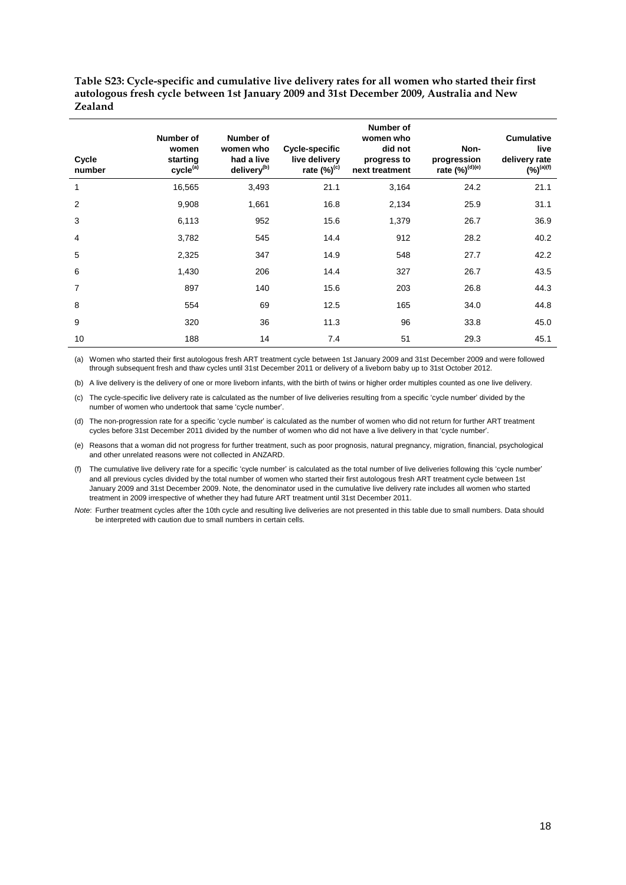**Table S23: Cycle-specific and cumulative live delivery rates for all women who started their first autologous fresh cycle between 1st January 2009 and 31st December 2009, Australia and New Zealand**

| Cycle number | Number of women starting cycle[(a)] | Number of women who had a live delivery[(b)] | Cycle-specific live delivery rate (%)[(c)] | Number of women who did not progress to next treatment | Non-progression rate (%)[(d)(e)] | Cumulative live delivery rate (%)[(a)(f)] |
|---|---|---|---|---|---|---|
| 1 | 16,565 | 3,493 | 21.1 | 3,164 | 24.2 | 21.1 |
| 2 | 9,908 | 1,661 | 16.8 | 2,134 | 25.9 | 31.1 |
| 3 | 6,113 | 952 | 15.6 | 1,379 | 26.7 | 36.9 |
| 4 | 3,782 | 545 | 14.4 | 912 | 28.2 | 40.2 |
| 5 | 2,325 | 347 | 14.9 | 548 | 27.7 | 42.2 |
| 6 | 1,430 | 206 | 14.4 | 327 | 26.7 | 43.5 |
| 7 | 897 | 140 | 15.6 | 203 | 26.8 | 44.3 |
| 8 | 554 | 69 | 12.5 | 165 | 34.0 | 44.8 |
| 9 | 320 | 36 | 11.3 | 96 | 33.8 | 45.0 |
| 10 | 188 | 14 | 7.4 | 51 | 29.3 | 45.1 |

(a) Women who started their first autologous fresh ART treatment cycle between 1st January 2009 and 31st December 2009 and were followed through subsequent fresh and thaw cycles until 31st December 2011 or delivery of a liveborn baby up to 31st October 2012.

(b) A live delivery is the delivery of one or more liveborn infants, with the birth of twins or higher order multiples counted as one live delivery.

(c) The cycle-specific live delivery rate is calculated as the number of live deliveries resulting from a specific 'cycle number' divided by the number of women who undertook that same 'cycle number'.

(d) The non-progression rate for a specific 'cycle number' is calculated as the number of women who did not return for further ART treatment cycles before 31st December 2011 divided by the number of women who did not have a live delivery in that 'cycle number'.

(e) Reasons that a woman did not progress for further treatment, such as poor prognosis, natural pregnancy, migration, financial, psychological and other unrelated reasons were not collected in ANZARD.

(f) The cumulative live delivery rate for a specific 'cycle number' is calculated as the total number of live deliveries following this 'cycle number' and all previous cycles divided by the total number of women who started their first autologous fresh ART treatment cycle between 1st January 2009 and 31st December 2009. Note, the denominator used in the cumulative live delivery rate includes all women who started treatment in 2009 irrespective of whether they had future ART treatment until 31st December 2011.

*Note*: Further treatment cycles after the 10th cycle and resulting live deliveries are not presented in this table due to small numbers. Data should be interpreted with caution due to small numbers in certain cells.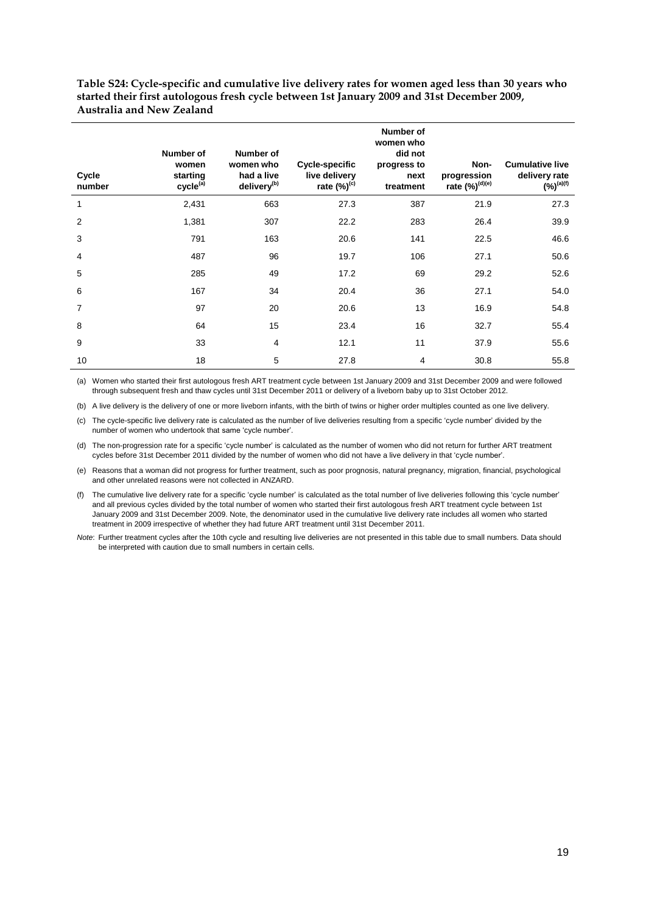**Table S24: Cycle-specific and cumulative live delivery rates for women aged less than 30 years who started their first autologous fresh cycle between 1st January 2009 and 31st December 2009, Australia and New Zealand**

| Cycle number | Number of women starting cycle[(a)] | Number of women who had a live delivery[(b)] | Cycle-specific live delivery rate (%)[(c)] | Number of women who did not progress to next treatment | Non-progression rate (%)[(d)(e)] | Cumulative live delivery rate (%)[(a)(f)] |
|---|---|---|---|---|---|---|
| 1 | 2,431 | 663 | 27.3 | 387 | 21.9 | 27.3 |
| 2 | 1,381 | 307 | 22.2 | 283 | 26.4 | 39.9 |
| 3 | 791 | 163 | 20.6 | 141 | 22.5 | 46.6 |
| 4 | 487 | 96 | 19.7 | 106 | 27.1 | 50.6 |
| 5 | 285 | 49 | 17.2 | 69 | 29.2 | 52.6 |
| 6 | 167 | 34 | 20.4 | 36 | 27.1 | 54.0 |
| 7 | 97 | 20 | 20.6 | 13 | 16.9 | 54.8 |
| 8 | 64 | 15 | 23.4 | 16 | 32.7 | 55.4 |
| 9 | 33 | 4 | 12.1 | 11 | 37.9 | 55.6 |
| 10 | 18 | 5 | 27.8 | 4 | 30.8 | 55.8 |

(a) Women who started their first autologous fresh ART treatment cycle between 1st January 2009 and 31st December 2009 and were followed through subsequent fresh and thaw cycles until 31st December 2011 or delivery of a liveborn baby up to 31st October 2012.

(b) A live delivery is the delivery of one or more liveborn infants, with the birth of twins or higher order multiples counted as one live delivery.

(c) The cycle-specific live delivery rate is calculated as the number of live deliveries resulting from a specific 'cycle number' divided by the number of women who undertook that same 'cycle number'.

(d) The non-progression rate for a specific 'cycle number' is calculated as the number of women who did not return for further ART treatment cycles before 31st December 2011 divided by the number of women who did not have a live delivery in that 'cycle number'.

(e) Reasons that a woman did not progress for further treatment, such as poor prognosis, natural pregnancy, migration, financial, psychological and other unrelated reasons were not collected in ANZARD.

(f) The cumulative live delivery rate for a specific 'cycle number' is calculated as the total number of live deliveries following this 'cycle number' and all previous cycles divided by the total number of women who started their first autologous fresh ART treatment cycle between 1st January 2009 and 31st December 2009. Note, the denominator used in the cumulative live delivery rate includes all women who started treatment in 2009 irrespective of whether they had future ART treatment until 31st December 2011.

*Note*: Further treatment cycles after the 10th cycle and resulting live deliveries are not presented in this table due to small numbers. Data should be interpreted with caution due to small numbers in certain cells.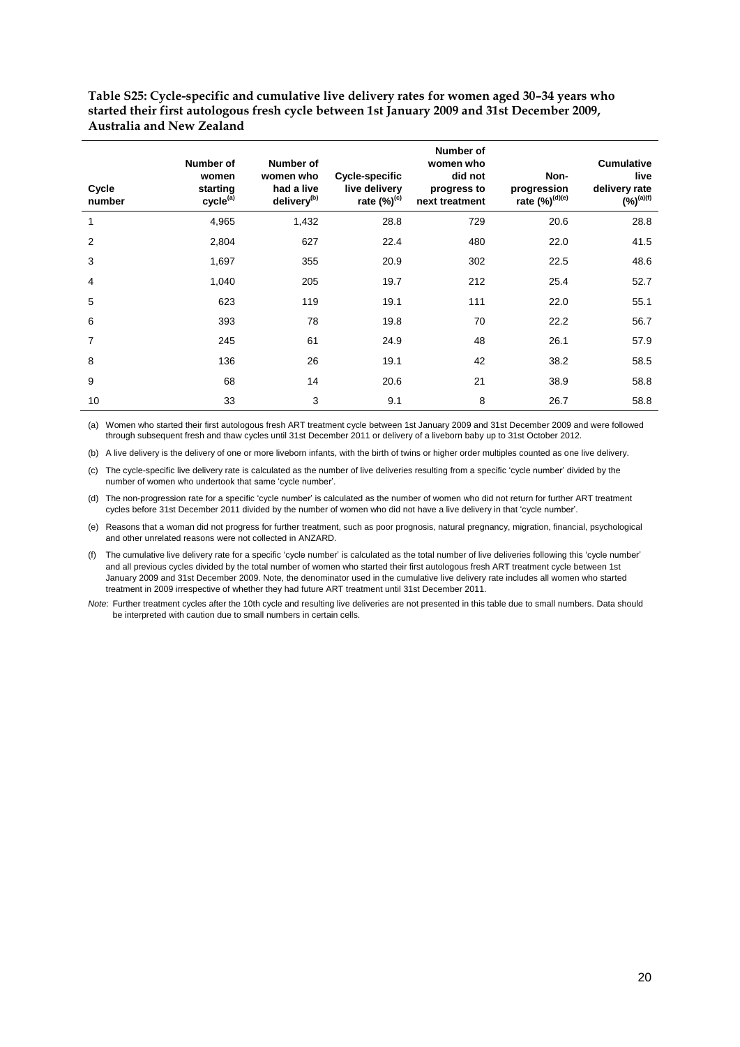**Table S25: Cycle-specific and cumulative live delivery rates for women aged 30–34 years who started their first autologous fresh cycle between 1st January 2009 and 31st December 2009, Australia and New Zealand**

| Cycle number | Number of women starting cycle[(a)] | Number of women who had a live delivery[(b)] | Cycle-specific live delivery rate (%)[(c)] | Number of women who did not progress to next treatment | Non-progression rate (%)[(d)(e)] | Cumulative live delivery rate (%)[(a)(f)] |
|---|---|---|---|---|---|---|
| 1 | 4,965 | 1,432 | 28.8 | 729 | 20.6 | 28.8 |
| 2 | 2,804 | 627 | 22.4 | 480 | 22.0 | 41.5 |
| 3 | 1,697 | 355 | 20.9 | 302 | 22.5 | 48.6 |
| 4 | 1,040 | 205 | 19.7 | 212 | 25.4 | 52.7 |
| 5 | 623 | 119 | 19.1 | 111 | 22.0 | 55.1 |
| 6 | 393 | 78 | 19.8 | 70 | 22.2 | 56.7 |
| 7 | 245 | 61 | 24.9 | 48 | 26.1 | 57.9 |
| 8 | 136 | 26 | 19.1 | 42 | 38.2 | 58.5 |
| 9 | 68 | 14 | 20.6 | 21 | 38.9 | 58.8 |
| 10 | 33 | 3 | 9.1 | 8 | 26.7 | 58.8 |

(a) Women who started their first autologous fresh ART treatment cycle between 1st January 2009 and 31st December 2009 and were followed through subsequent fresh and thaw cycles until 31st December 2011 or delivery of a liveborn baby up to 31st October 2012.

(b) A live delivery is the delivery of one or more liveborn infants, with the birth of twins or higher order multiples counted as one live delivery.

(c) The cycle-specific live delivery rate is calculated as the number of live deliveries resulting from a specific 'cycle number' divided by the number of women who undertook that same 'cycle number'.

(d) The non-progression rate for a specific 'cycle number' is calculated as the number of women who did not return for further ART treatment cycles before 31st December 2011 divided by the number of women who did not have a live delivery in that 'cycle number'.

(e) Reasons that a woman did not progress for further treatment, such as poor prognosis, natural pregnancy, migration, financial, psychological and other unrelated reasons were not collected in ANZARD.

(f) The cumulative live delivery rate for a specific 'cycle number' is calculated as the total number of live deliveries following this 'cycle number' and all previous cycles divided by the total number of women who started their first autologous fresh ART treatment cycle between 1st January 2009 and 31st December 2009. Note, the denominator used in the cumulative live delivery rate includes all women who started treatment in 2009 irrespective of whether they had future ART treatment until 31st December 2011.

*Note:* Further treatment cycles after the 10th cycle and resulting live deliveries are not presented in this table due to small numbers. Data should be interpreted with caution due to small numbers in certain cells.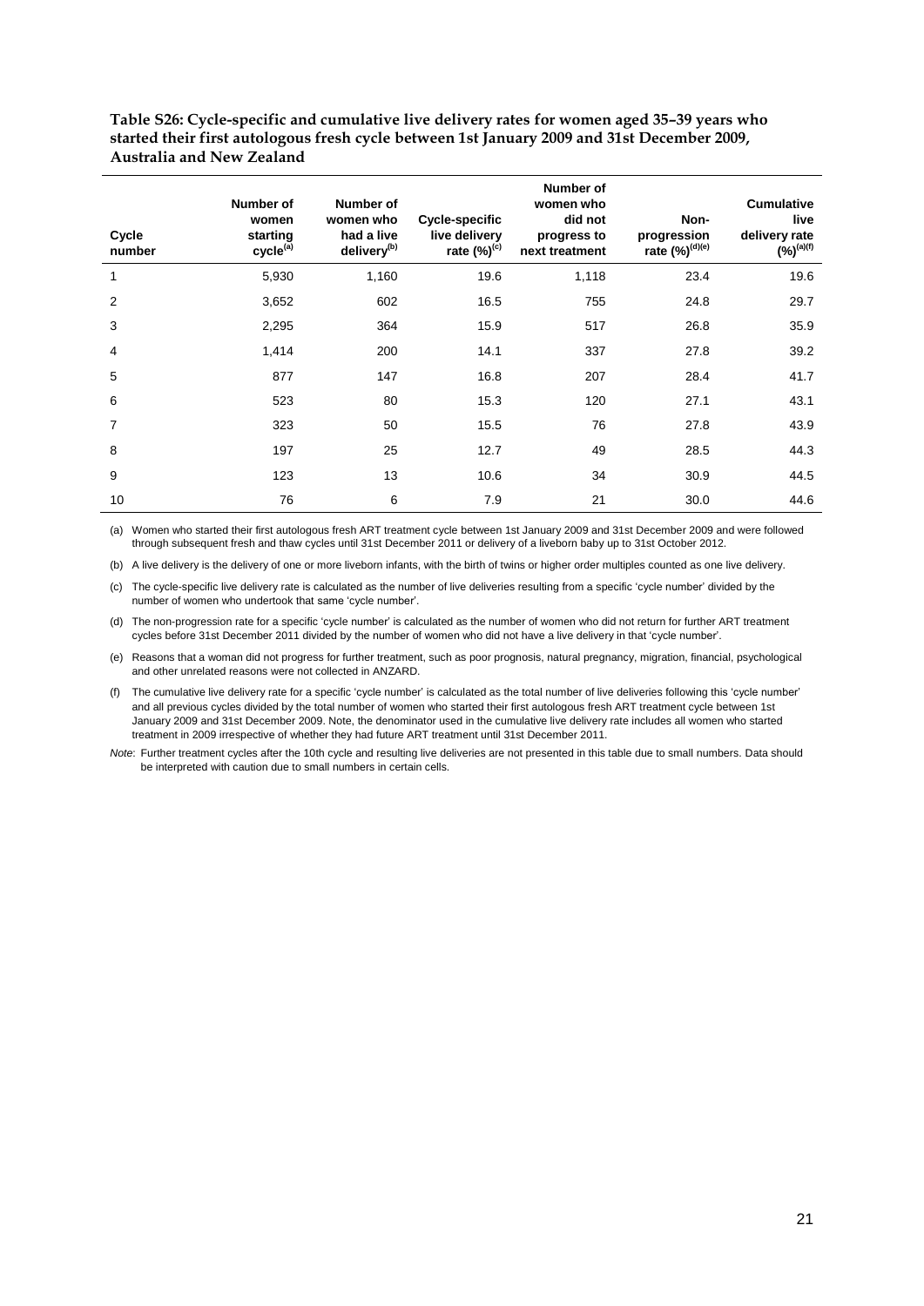**Table S26: Cycle-specific and cumulative live delivery rates for women aged 35–39 years who started their first autologous fresh cycle between 1st January 2009 and 31st December 2009, Australia and New Zealand**

| Cycle number | Number of women starting cycle[(a)] | Number of women who had a live delivery[(b)] | Cycle-specific live delivery rate (%)[(c)] | Number of women who did not progress to next treatment | Non-progression rate (%)[(d)(e)] | Cumulative live delivery rate (%)[(a)(f)] |
|---|---|---|---|---|---|---|
| 1 | 5,930 | 1,160 | 19.6 | 1,118 | 23.4 | 19.6 |
| 2 | 3,652 | 602 | 16.5 | 755 | 24.8 | 29.7 |
| 3 | 2,295 | 364 | 15.9 | 517 | 26.8 | 35.9 |
| 4 | 1,414 | 200 | 14.1 | 337 | 27.8 | 39.2 |
| 5 | 877 | 147 | 16.8 | 207 | 28.4 | 41.7 |
| 6 | 523 | 80 | 15.3 | 120 | 27.1 | 43.1 |
| 7 | 323 | 50 | 15.5 | 76 | 27.8 | 43.9 |
| 8 | 197 | 25 | 12.7 | 49 | 28.5 | 44.3 |
| 9 | 123 | 13 | 10.6 | 34 | 30.9 | 44.5 |
| 10 | 76 | 6 | 7.9 | 21 | 30.0 | 44.6 |

(a) Women who started their first autologous fresh ART treatment cycle between 1st January 2009 and 31st December 2009 and were followed through subsequent fresh and thaw cycles until 31st December 2011 or delivery of a liveborn baby up to 31st October 2012.

(b) A live delivery is the delivery of one or more liveborn infants, with the birth of twins or higher order multiples counted as one live delivery.

(c) The cycle-specific live delivery rate is calculated as the number of live deliveries resulting from a specific 'cycle number' divided by the number of women who undertook that same 'cycle number'.

(d) The non-progression rate for a specific 'cycle number' is calculated as the number of women who did not return for further ART treatment cycles before 31st December 2011 divided by the number of women who did not have a live delivery in that 'cycle number'.

(e) Reasons that a woman did not progress for further treatment, such as poor prognosis, natural pregnancy, migration, financial, psychological and other unrelated reasons were not collected in ANZARD.

(f) The cumulative live delivery rate for a specific 'cycle number' is calculated as the total number of live deliveries following this 'cycle number' and all previous cycles divided by the total number of women who started their first autologous fresh ART treatment cycle between 1st January 2009 and 31st December 2009. Note, the denominator used in the cumulative live delivery rate includes all women who started treatment in 2009 irrespective of whether they had future ART treatment until 31st December 2011.

*Note*: Further treatment cycles after the 10th cycle and resulting live deliveries are not presented in this table due to small numbers. Data should be interpreted with caution due to small numbers in certain cells.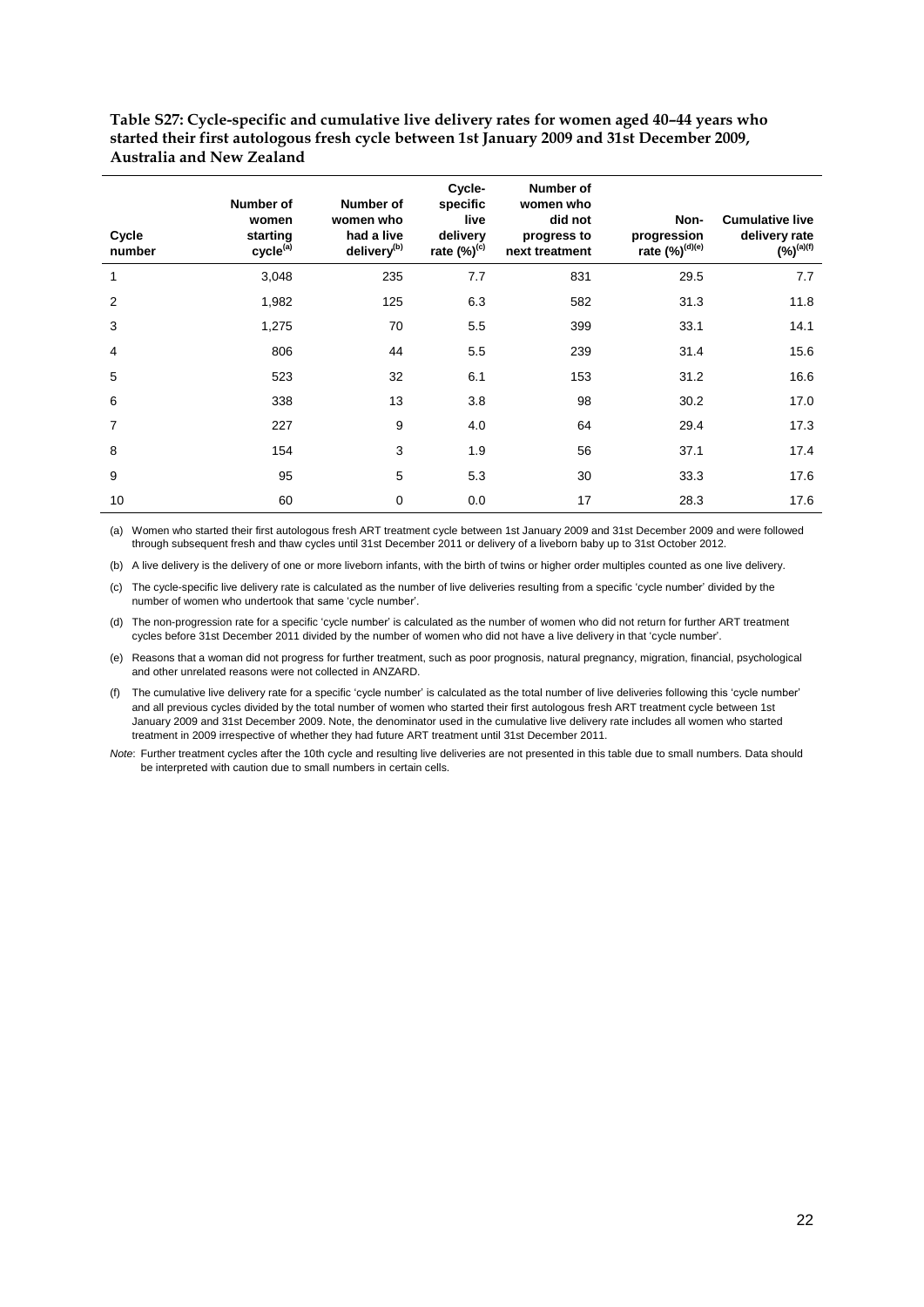**Table S27: Cycle-specific and cumulative live delivery rates for women aged 40–44 years who started their first autologous fresh cycle between 1st January 2009 and 31st December 2009, Australia and New Zealand**

| Cycle number | Number of women starting cycle[(a)] | Number of women who had a live delivery[(b)] | Cycle-specific live delivery rate (%)[(c)] | Number of women who did not progress to next treatment | Non-progression rate (%)[(d)(e)] | Cumulative live delivery rate (%)[(a)(f)] |
|---|---|---|---|---|---|---|
| 1 | 3,048 | 235 | 7.7 | 831 | 29.5 | 7.7 |
| 2 | 1,982 | 125 | 6.3 | 582 | 31.3 | 11.8 |
| 3 | 1,275 | 70 | 5.5 | 399 | 33.1 | 14.1 |
| 4 | 806 | 44 | 5.5 | 239 | 31.4 | 15.6 |
| 5 | 523 | 32 | 6.1 | 153 | 31.2 | 16.6 |
| 6 | 338 | 13 | 3.8 | 98 | 30.2 | 17.0 |
| 7 | 227 | 9 | 4.0 | 64 | 29.4 | 17.3 |
| 8 | 154 | 3 | 1.9 | 56 | 37.1 | 17.4 |
| 9 | 95 | 5 | 5.3 | 30 | 33.3 | 17.6 |
| 10 | 60 | 0 | 0.0 | 17 | 28.3 | 17.6 |

(a) Women who started their first autologous fresh ART treatment cycle between 1st January 2009 and 31st December 2009 and were followed through subsequent fresh and thaw cycles until 31st December 2011 or delivery of a liveborn baby up to 31st October 2012.

(b) A live delivery is the delivery of one or more liveborn infants, with the birth of twins or higher order multiples counted as one live delivery.

(c) The cycle-specific live delivery rate is calculated as the number of live deliveries resulting from a specific 'cycle number' divided by the number of women who undertook that same 'cycle number'.

(d) The non-progression rate for a specific 'cycle number' is calculated as the number of women who did not return for further ART treatment cycles before 31st December 2011 divided by the number of women who did not have a live delivery in that 'cycle number'.

(e) Reasons that a woman did not progress for further treatment, such as poor prognosis, natural pregnancy, migration, financial, psychological and other unrelated reasons were not collected in ANZARD.

(f) The cumulative live delivery rate for a specific 'cycle number' is calculated as the total number of live deliveries following this 'cycle number' and all previous cycles divided by the total number of women who started their first autologous fresh ART treatment cycle between 1st January 2009 and 31st December 2009. Note, the denominator used in the cumulative live delivery rate includes all women who started treatment in 2009 irrespective of whether they had future ART treatment until 31st December 2011.

*Note*: Further treatment cycles after the 10th cycle and resulting live deliveries are not presented in this table due to small numbers. Data should be interpreted with caution due to small numbers in certain cells.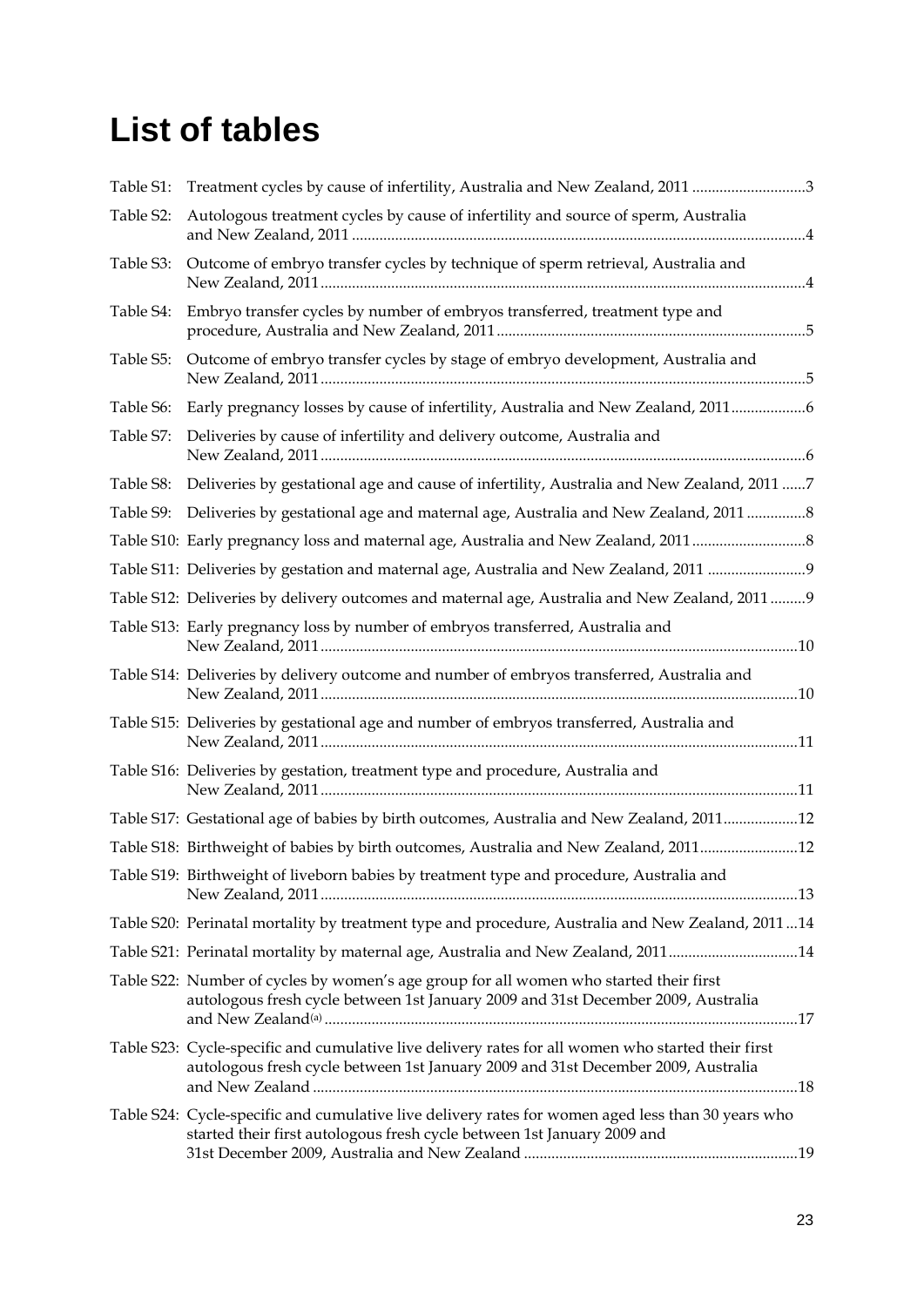# List of tables

Table S1: Treatment cycles by cause of infertility, Australia and New Zealand, 2011 .............................3

Table S2: Autologous treatment cycles by cause of infertility and source of sperm, Australia and New Zealand, 2011 .................................................................................................................4

Table S3: Outcome of embryo transfer cycles by technique of sperm retrieval, Australia and New Zealand, 2011...........................................................................................................................4

Table S4: Embryo transfer cycles by number of embryos transferred, treatment type and procedure, Australia and New Zealand, 2011 ...............................................................................5

Table S5: Outcome of embryo transfer cycles by stage of embryo development, Australia and New Zealand, 2011...........................................................................................................................5

Table S6: Early pregnancy losses by cause of infertility, Australia and New Zealand, 2011...................6

Table S7: Deliveries by cause of infertility and delivery outcome, Australia and New Zealand, 2011...........................................................................................................................6

Table S8: Deliveries by gestational age and cause of infertility, Australia and New Zealand, 2011 ......7

Table S9: Deliveries by gestational age and maternal age, Australia and New Zealand, 2011 ...............8

Table S10: Early pregnancy loss and maternal age, Australia and New Zealand, 2011 .............................8

Table S11: Deliveries by gestation and maternal age, Australia and New Zealand, 2011 .........................9

Table S12: Deliveries by delivery outcomes and maternal age, Australia and New Zealand, 2011 .........9

Table S13: Early pregnancy loss by number of embryos transferred, Australia and New Zealand, 2011.........................................................................................................................10

Table S14: Deliveries by delivery outcome and number of embryos transferred, Australia and New Zealand, 2011.........................................................................................................................10

Table S15: Deliveries by gestational age and number of embryos transferred, Australia and New Zealand, 2011.........................................................................................................................11

Table S16: Deliveries by gestation, treatment type and procedure, Australia and New Zealand, 2011.........................................................................................................................11

Table S17: Gestational age of babies by birth outcomes, Australia and New Zealand, 2011...................12

Table S18: Birthweight of babies by birth outcomes, Australia and New Zealand, 2011.........................12

Table S19: Birthweight of liveborn babies by treatment type and procedure, Australia and New Zealand, 2011.........................................................................................................................13

Table S20: Perinatal mortality by treatment type and procedure, Australia and New Zealand, 2011 ...14

Table S21: Perinatal mortality by maternal age, Australia and New Zealand, 2011.................................14

Table S22: Number of cycles by women's age group for all women who started their first autologous fresh cycle between 1st January 2009 and 31st December 2009, Australia and New Zealand[(a)] .........................................................................................................................17

Table S23: Cycle-specific and cumulative live delivery rates for all women who started their first autologous fresh cycle between 1st January 2009 and 31st December 2009, Australia and New Zealand ..........................................................................................................................18

Table S24: Cycle-specific and cumulative live delivery rates for women aged less than 30 years who started their first autologous fresh cycle between 1st January 2009 and 31st December 2009, Australia and New Zealand .....................................................................19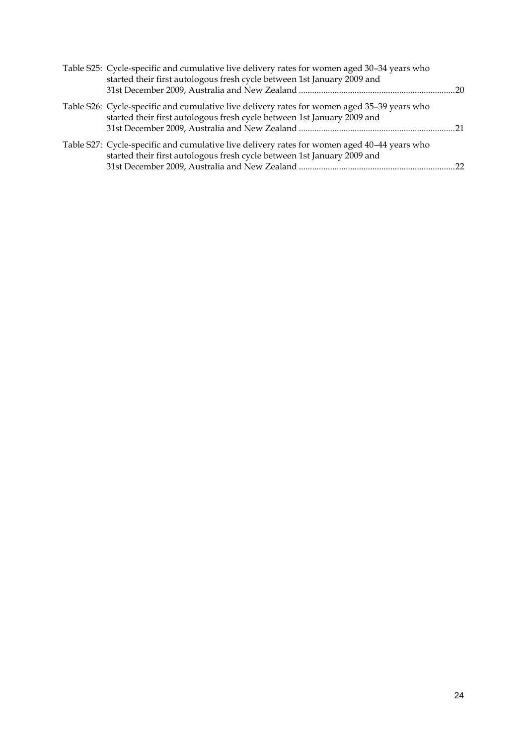Table S25: Cycle-specific and cumulative live delivery rates for women aged 30–34 years who started their first autologous fresh cycle between 1st January 2009 and 31st December 2009, Australia and New Zealand ....................................................................20

Table S26: Cycle-specific and cumulative live delivery rates for women aged 35–39 years who started their first autologous fresh cycle between 1st January 2009 and 31st December 2009, Australia and New Zealand ....................................................................21

Table S27: Cycle-specific and cumulative live delivery rates for women aged 40–44 years who started their first autologous fresh cycle between 1st January 2009 and 31st December 2009, Australia and New Zealand ....................................................................22